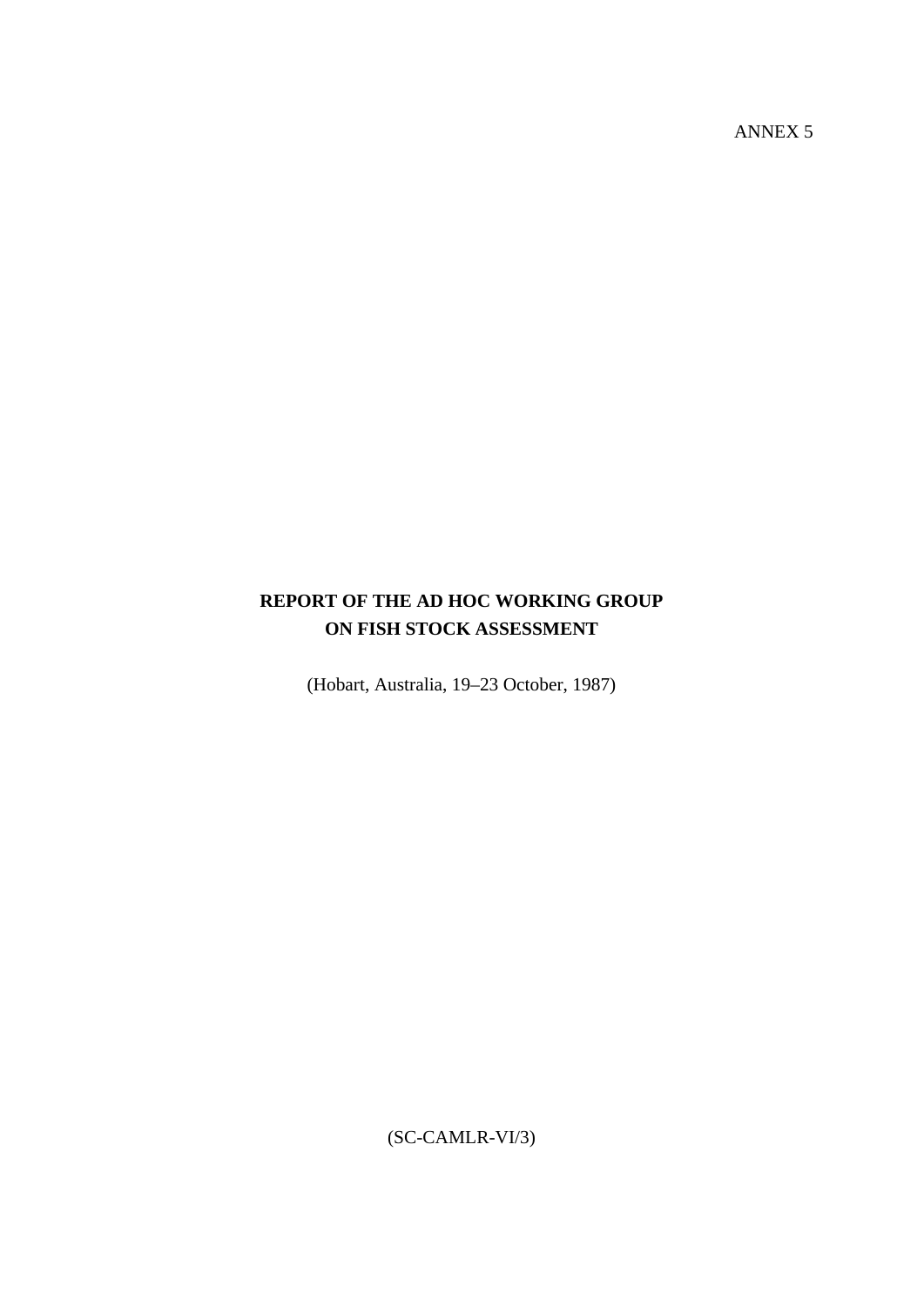ANNEX 5

# REPORT OF THE AD HOC WORKING GROUP ON FISH STOCK ASSESSMENT

(Hobart, Australia, 19–23 October, 1987)

(SC-CAMLR-VI/3)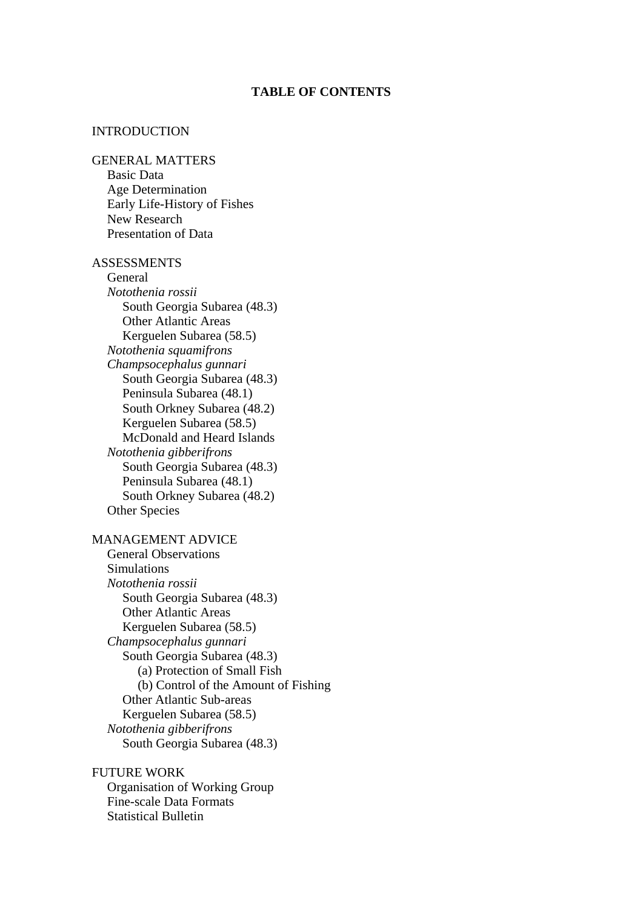## TABLE OF CONTENTS

INTRODUCTION

GENERAL MATTERS
- Basic Data
- Age Determination
- Early Life-History of Fishes
- New Research
- Presentation of Data

ASSESSMENTS
- General
- *Notothenia rossii*
  - South Georgia Subarea (48.3)
  - Other Atlantic Areas
  - Kerguelen Subarea (58.5)
- *Notothenia squamifrons*
- *Champsocephalus gunnari*
  - South Georgia Subarea (48.3)
  - Peninsula Subarea (48.1)
  - South Orkney Subarea (48.2)
  - Kerguelen Subarea (58.5)
  - McDonald and Heard Islands
- *Notothenia gibberifrons*
  - South Georgia Subarea (48.3)
  - Peninsula Subarea (48.1)
  - South Orkney Subarea (48.2)
- Other Species

MANAGEMENT ADVICE
- General Observations
- Simulations
- *Notothenia rossii*
  - South Georgia Subarea (48.3)
  - Other Atlantic Areas
  - Kerguelen Subarea (58.5)
- *Champsocephalus gunnari*
  - South Georgia Subarea (48.3)
    - (a) Protection of Small Fish
    - (b) Control of the Amount of Fishing
  - Other Atlantic Sub-areas
  - Kerguelen Subarea (58.5)
- *Notothenia gibberifrons*
  - South Georgia Subarea (48.3)

FUTURE WORK
- Organisation of Working Group
- Fine-scale Data Formats
- Statistical Bulletin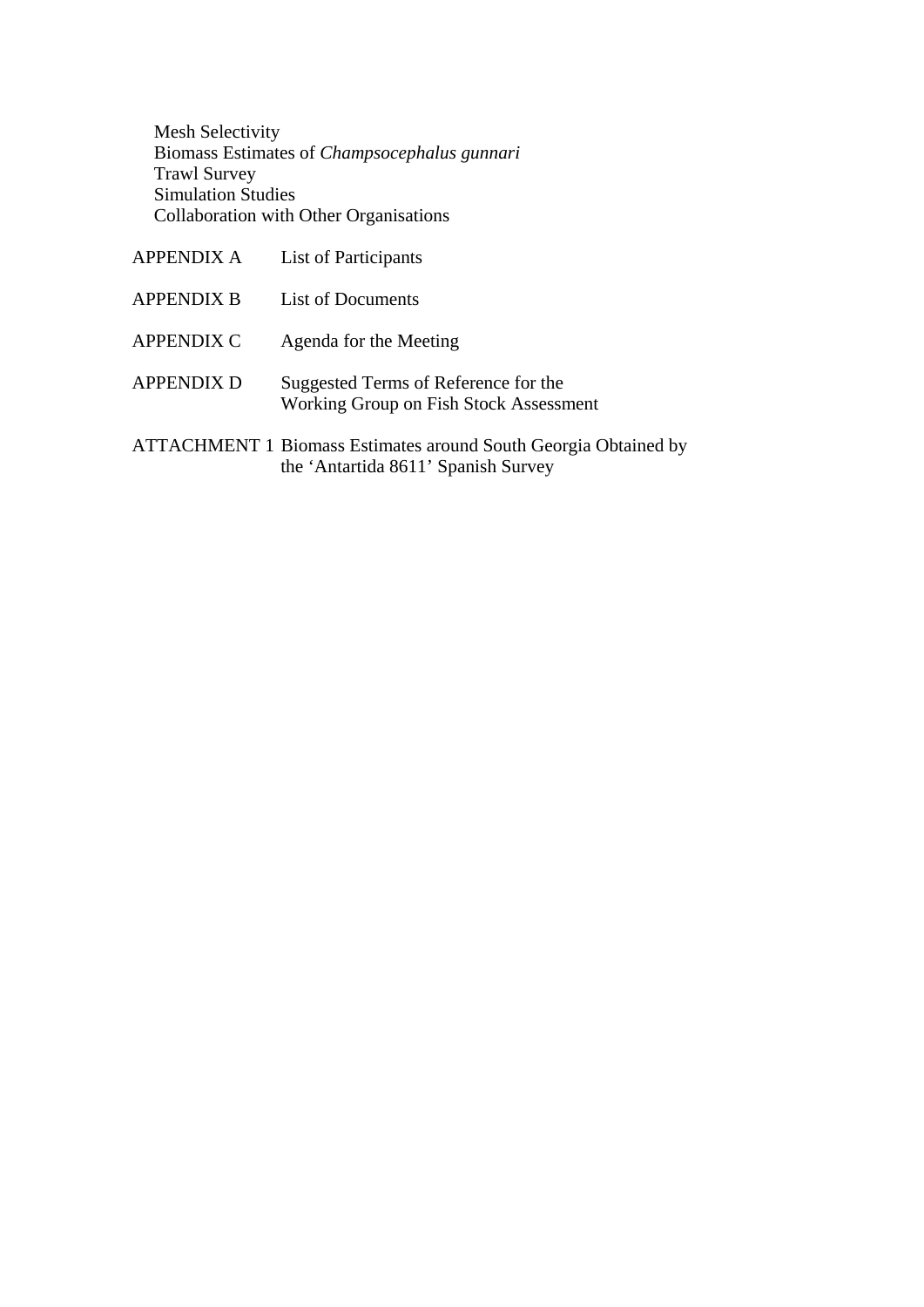Mesh Selectivity
Biomass Estimates of *Champsocephalus gunnari*
Trawl Survey
Simulation Studies
Collaboration with Other Organisations

APPENDIX A List of Participants

APPENDIX B List of Documents

APPENDIX C Agenda for the Meeting

APPENDIX D Suggested Terms of Reference for the Working Group on Fish Stock Assessment

ATTACHMENT 1 Biomass Estimates around South Georgia Obtained by the 'Antartida 8611' Spanish Survey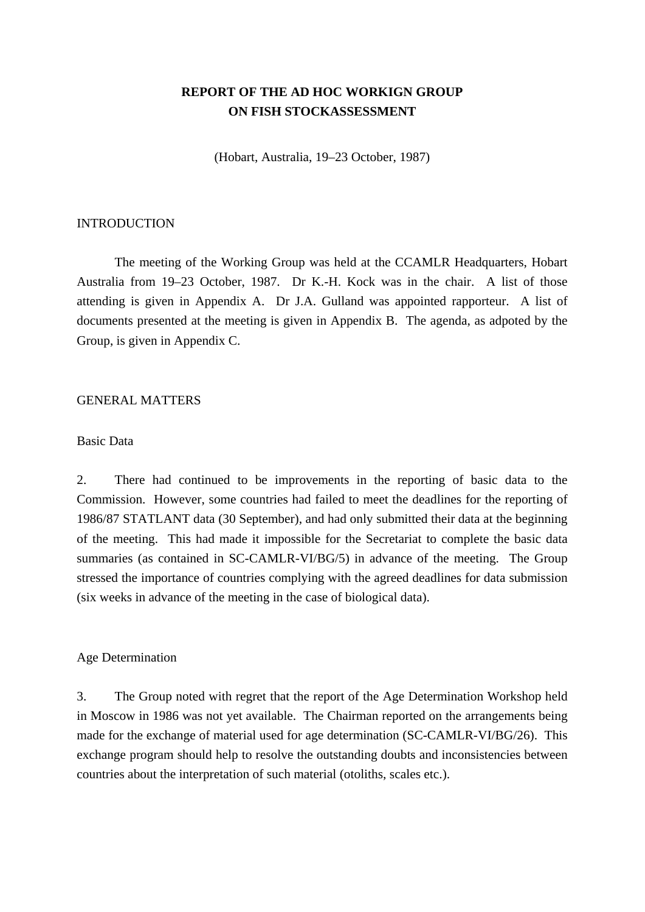# REPORT OF THE AD HOC WORKIGN GROUP ON FISH STOCKASSESSMENT

(Hobart, Australia, 19–23 October, 1987)

## INTRODUCTION

The meeting of the Working Group was held at the CCAMLR Headquarters, Hobart Australia from 19–23 October, 1987. Dr K.-H. Kock was in the chair. A list of those attending is given in Appendix A. Dr J.A. Gulland was appointed rapporteur. A list of documents presented at the meeting is given in Appendix B. The agenda, as adpoted by the Group, is given in Appendix C.

## GENERAL MATTERS

### Basic Data

2. There had continued to be improvements in the reporting of basic data to the Commission. However, some countries had failed to meet the deadlines for the reporting of 1986/87 STATLANT data (30 September), and had only submitted their data at the beginning of the meeting. This had made it impossible for the Secretariat to complete the basic data summaries (as contained in SC-CAMLR-VI/BG/5) in advance of the meeting. The Group stressed the importance of countries complying with the agreed deadlines for data submission (six weeks in advance of the meeting in the case of biological data).

### Age Determination

3. The Group noted with regret that the report of the Age Determination Workshop held in Moscow in 1986 was not yet available. The Chairman reported on the arrangements being made for the exchange of material used for age determination (SC-CAMLR-VI/BG/26). This exchange program should help to resolve the outstanding doubts and inconsistencies between countries about the interpretation of such material (otoliths, scales etc.).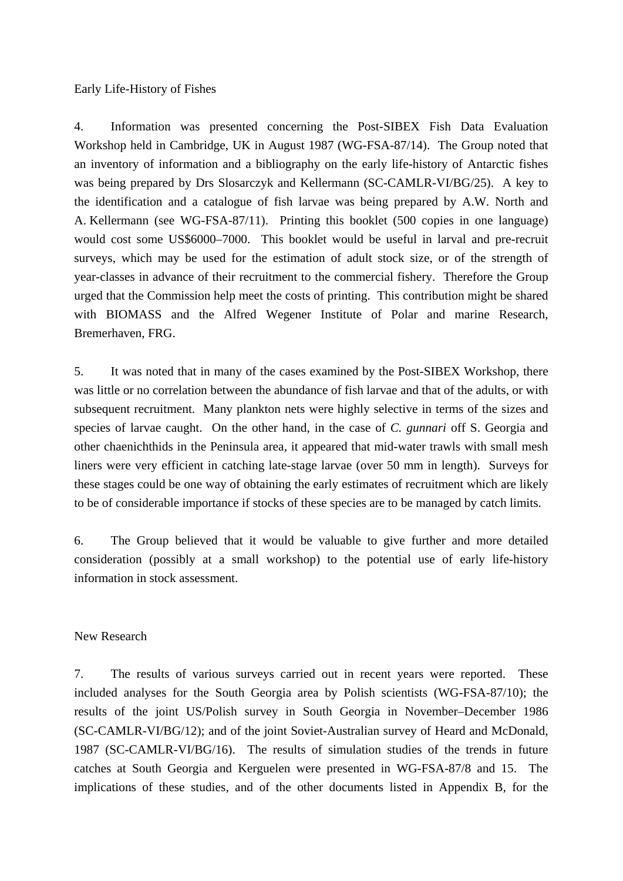## Early Life-History of Fishes

4. Information was presented concerning the Post-SIBEX Fish Data Evaluation Workshop held in Cambridge, UK in August 1987 (WG-FSA-87/14). The Group noted that an inventory of information and a bibliography on the early life-history of Antarctic fishes was being prepared by Drs Slosarczyk and Kellermann (SC-CAMLR-VI/BG/25). A key to the identification and a catalogue of fish larvae was being prepared by A.W. North and A. Kellermann (see WG-FSA-87/11). Printing this booklet (500 copies in one language) would cost some US$6000–7000. This booklet would be useful in larval and pre-recruit surveys, which may be used for the estimation of adult stock size, or of the strength of year-classes in advance of their recruitment to the commercial fishery. Therefore the Group urged that the Commission help meet the costs of printing. This contribution might be shared with BIOMASS and the Alfred Wegener Institute of Polar and marine Research, Bremerhaven, FRG.

5. It was noted that in many of the cases examined by the Post-SIBEX Workshop, there was little or no correlation between the abundance of fish larvae and that of the adults, or with subsequent recruitment. Many plankton nets were highly selective in terms of the sizes and species of larvae caught. On the other hand, in the case of *C. gunnari* off S. Georgia and other chaenichthids in the Peninsula area, it appeared that mid-water trawls with small mesh liners were very efficient in catching late-stage larvae (over 50 mm in length). Surveys for these stages could be one way of obtaining the early estimates of recruitment which are likely to be of considerable importance if stocks of these species are to be managed by catch limits.

6. The Group believed that it would be valuable to give further and more detailed consideration (possibly at a small workshop) to the potential use of early life-history information in stock assessment.

## New Research

7. The results of various surveys carried out in recent years were reported. These included analyses for the South Georgia area by Polish scientists (WG-FSA-87/10); the results of the joint US/Polish survey in South Georgia in November–December 1986 (SC-CAMLR-VI/BG/12); and of the joint Soviet-Australian survey of Heard and McDonald, 1987 (SC-CAMLR-VI/BG/16). The results of simulation studies of the trends in future catches at South Georgia and Kerguelen were presented in WG-FSA-87/8 and 15. The implications of these studies, and of the other documents listed in Appendix B, for the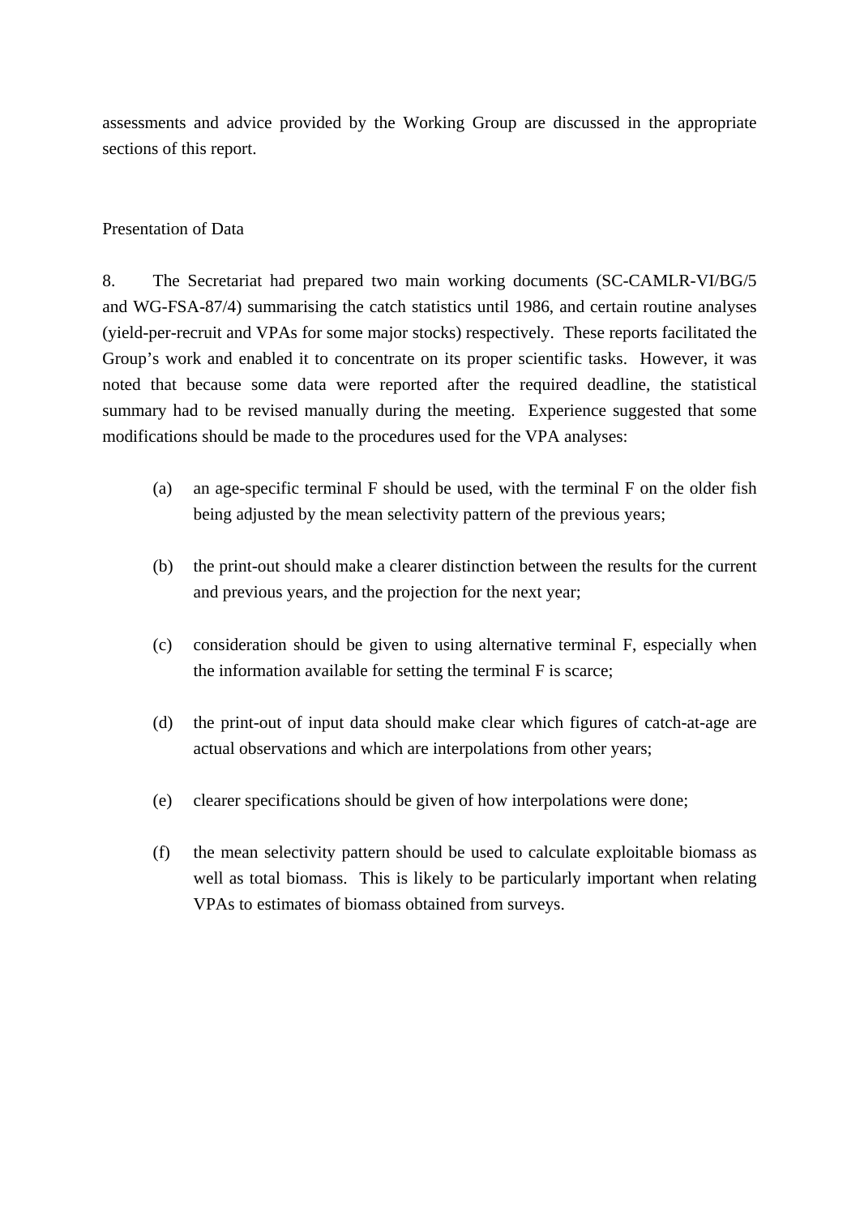assessments and advice provided by the Working Group are discussed in the appropriate sections of this report.

## Presentation of Data

8. The Secretariat had prepared two main working documents (SC-CAMLR-VI/BG/5 and WG-FSA-87/4) summarising the catch statistics until 1986, and certain routine analyses (yield-per-recruit and VPAs for some major stocks) respectively. These reports facilitated the Group's work and enabled it to concentrate on its proper scientific tasks. However, it was noted that because some data were reported after the required deadline, the statistical summary had to be revised manually during the meeting. Experience suggested that some modifications should be made to the procedures used for the VPA analyses:

(a) an age-specific terminal F should be used, with the terminal F on the older fish being adjusted by the mean selectivity pattern of the previous years;

(b) the print-out should make a clearer distinction between the results for the current and previous years, and the projection for the next year;

(c) consideration should be given to using alternative terminal F, especially when the information available for setting the terminal F is scarce;

(d) the print-out of input data should make clear which figures of catch-at-age are actual observations and which are interpolations from other years;

(e) clearer specifications should be given of how interpolations were done;

(f) the mean selectivity pattern should be used to calculate exploitable biomass as well as total biomass. This is likely to be particularly important when relating VPAs to estimates of biomass obtained from surveys.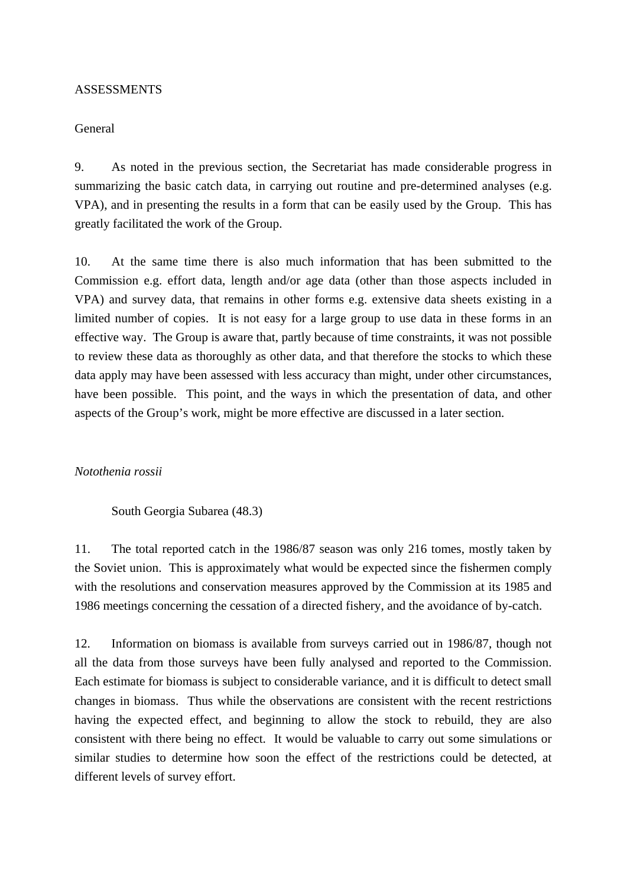# ASSESSMENTS

## General

9. As noted in the previous section, the Secretariat has made considerable progress in summarizing the basic catch data, in carrying out routine and pre-determined analyses (e.g. VPA), and in presenting the results in a form that can be easily used by the Group. This has greatly facilitated the work of the Group.

10. At the same time there is also much information that has been submitted to the Commission e.g. effort data, length and/or age data (other than those aspects included in VPA) and survey data, that remains in other forms e.g. extensive data sheets existing in a limited number of copies. It is not easy for a large group to use data in these forms in an effective way. The Group is aware that, partly because of time constraints, it was not possible to review these data as thoroughly as other data, and that therefore the stocks to which these data apply may have been assessed with less accuracy than might, under other circumstances, have been possible. This point, and the ways in which the presentation of data, and other aspects of the Group's work, might be more effective are discussed in a later section.

## *Notothenia rossii*

### South Georgia Subarea (48.3)

11. The total reported catch in the 1986/87 season was only 216 tomes, mostly taken by the Soviet union. This is approximately what would be expected since the fishermen comply with the resolutions and conservation measures approved by the Commission at its 1985 and 1986 meetings concerning the cessation of a directed fishery, and the avoidance of by-catch.

12. Information on biomass is available from surveys carried out in 1986/87, though not all the data from those surveys have been fully analysed and reported to the Commission. Each estimate for biomass is subject to considerable variance, and it is difficult to detect small changes in biomass. Thus while the observations are consistent with the recent restrictions having the expected effect, and beginning to allow the stock to rebuild, they are also consistent with there being no effect. It would be valuable to carry out some simulations or similar studies to determine how soon the effect of the restrictions could be detected, at different levels of survey effort.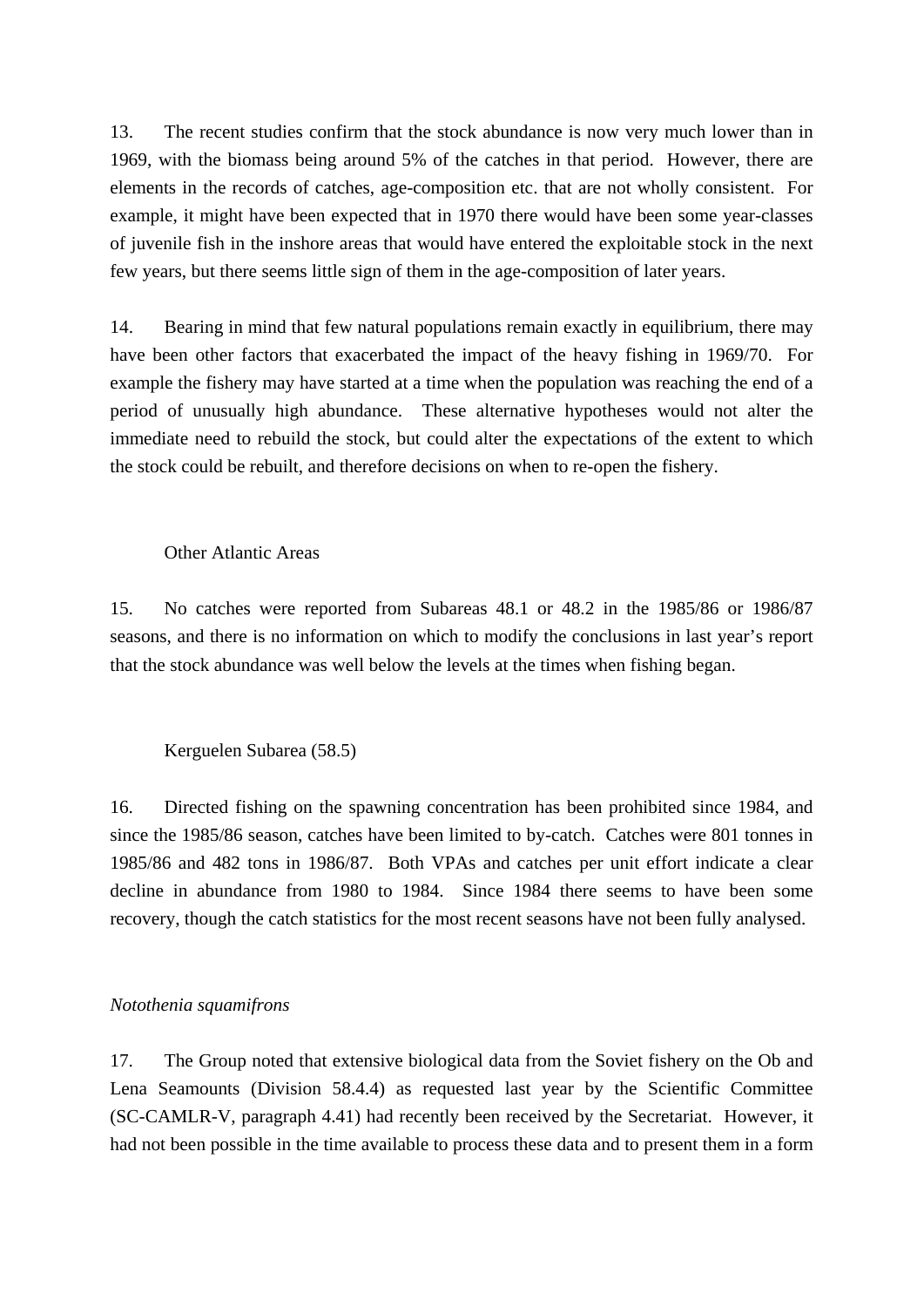13. The recent studies confirm that the stock abundance is now very much lower than in 1969, with the biomass being around 5% of the catches in that period. However, there are elements in the records of catches, age-composition etc. that are not wholly consistent. For example, it might have been expected that in 1970 there would have been some year-classes of juvenile fish in the inshore areas that would have entered the exploitable stock in the next few years, but there seems little sign of them in the age-composition of later years.

14. Bearing in mind that few natural populations remain exactly in equilibrium, there may have been other factors that exacerbated the impact of the heavy fishing in 1969/70. For example the fishery may have started at a time when the population was reaching the end of a period of unusually high abundance. These alternative hypotheses would not alter the immediate need to rebuild the stock, but could alter the expectations of the extent to which the stock could be rebuilt, and therefore decisions on when to re-open the fishery.

Other Atlantic Areas

15. No catches were reported from Subareas 48.1 or 48.2 in the 1985/86 or 1986/87 seasons, and there is no information on which to modify the conclusions in last year's report that the stock abundance was well below the levels at the times when fishing began.

Kerguelen Subarea (58.5)

16. Directed fishing on the spawning concentration has been prohibited since 1984, and since the 1985/86 season, catches have been limited to by-catch. Catches were 801 tonnes in 1985/86 and 482 tons in 1986/87. Both VPAs and catches per unit effort indicate a clear decline in abundance from 1980 to 1984. Since 1984 there seems to have been some recovery, though the catch statistics for the most recent seasons have not been fully analysed.

*Notothenia squamifrons*

17. The Group noted that extensive biological data from the Soviet fishery on the Ob and Lena Seamounts (Division 58.4.4) as requested last year by the Scientific Committee (SC-CAMLR-V, paragraph 4.41) had recently been received by the Secretariat. However, it had not been possible in the time available to process these data and to present them in a form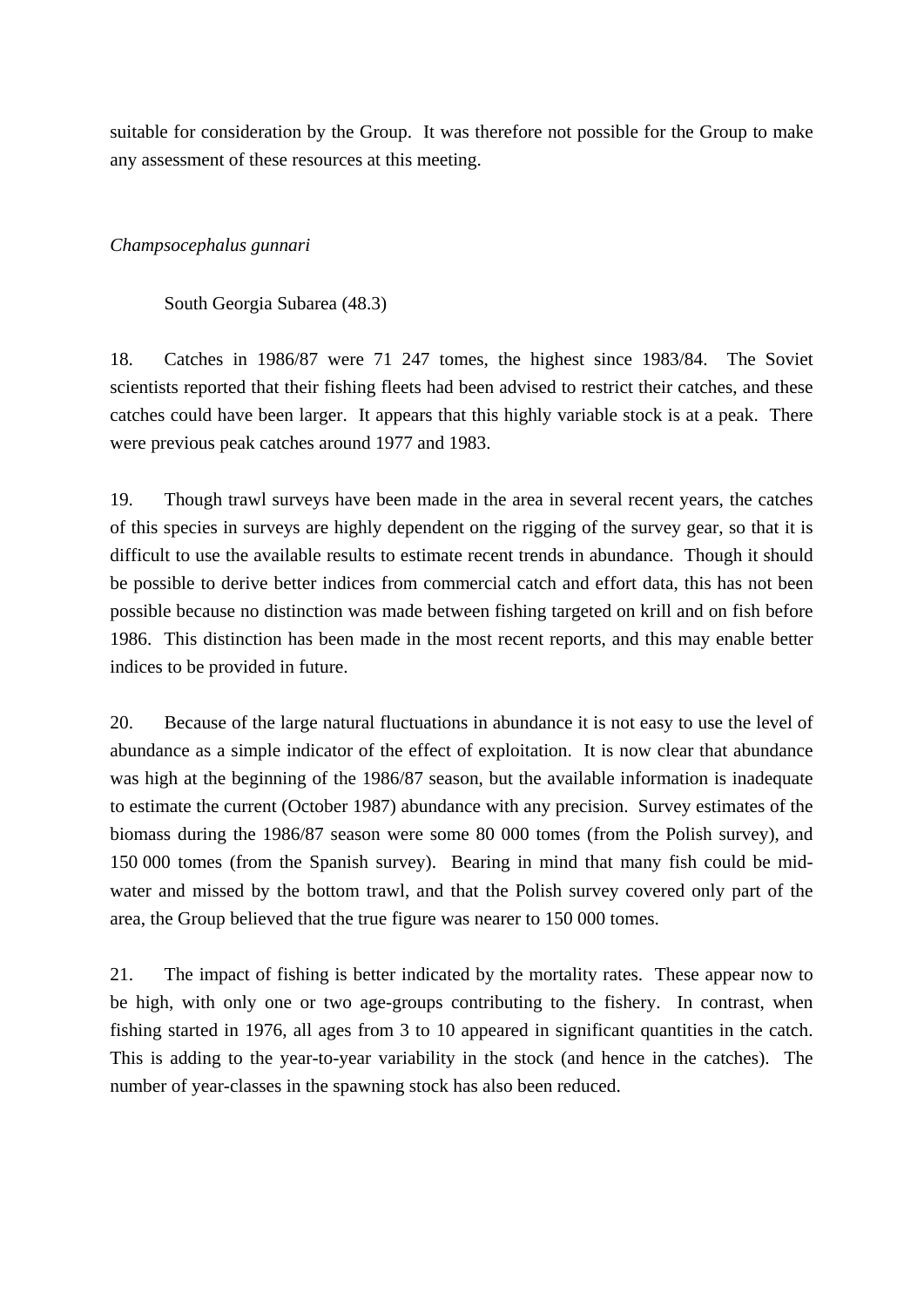suitable for consideration by the Group. It was therefore not possible for the Group to make any assessment of these resources at this meeting.

*Champsocephalus gunnari*

South Georgia Subarea (48.3)

18. Catches in 1986/87 were 71 247 tomes, the highest since 1983/84. The Soviet scientists reported that their fishing fleets had been advised to restrict their catches, and these catches could have been larger. It appears that this highly variable stock is at a peak. There were previous peak catches around 1977 and 1983.

19. Though trawl surveys have been made in the area in several recent years, the catches of this species in surveys are highly dependent on the rigging of the survey gear, so that it is difficult to use the available results to estimate recent trends in abundance. Though it should be possible to derive better indices from commercial catch and effort data, this has not been possible because no distinction was made between fishing targeted on krill and on fish before 1986. This distinction has been made in the most recent reports, and this may enable better indices to be provided in future.

20. Because of the large natural fluctuations in abundance it is not easy to use the level of abundance as a simple indicator of the effect of exploitation. It is now clear that abundance was high at the beginning of the 1986/87 season, but the available information is inadequate to estimate the current (October 1987) abundance with any precision. Survey estimates of the biomass during the 1986/87 season were some 80 000 tomes (from the Polish survey), and 150 000 tomes (from the Spanish survey). Bearing in mind that many fish could be mid-water and missed by the bottom trawl, and that the Polish survey covered only part of the area, the Group believed that the true figure was nearer to 150 000 tomes.

21. The impact of fishing is better indicated by the mortality rates. These appear now to be high, with only one or two age-groups contributing to the fishery. In contrast, when fishing started in 1976, all ages from 3 to 10 appeared in significant quantities in the catch. This is adding to the year-to-year variability in the stock (and hence in the catches). The number of year-classes in the spawning stock has also been reduced.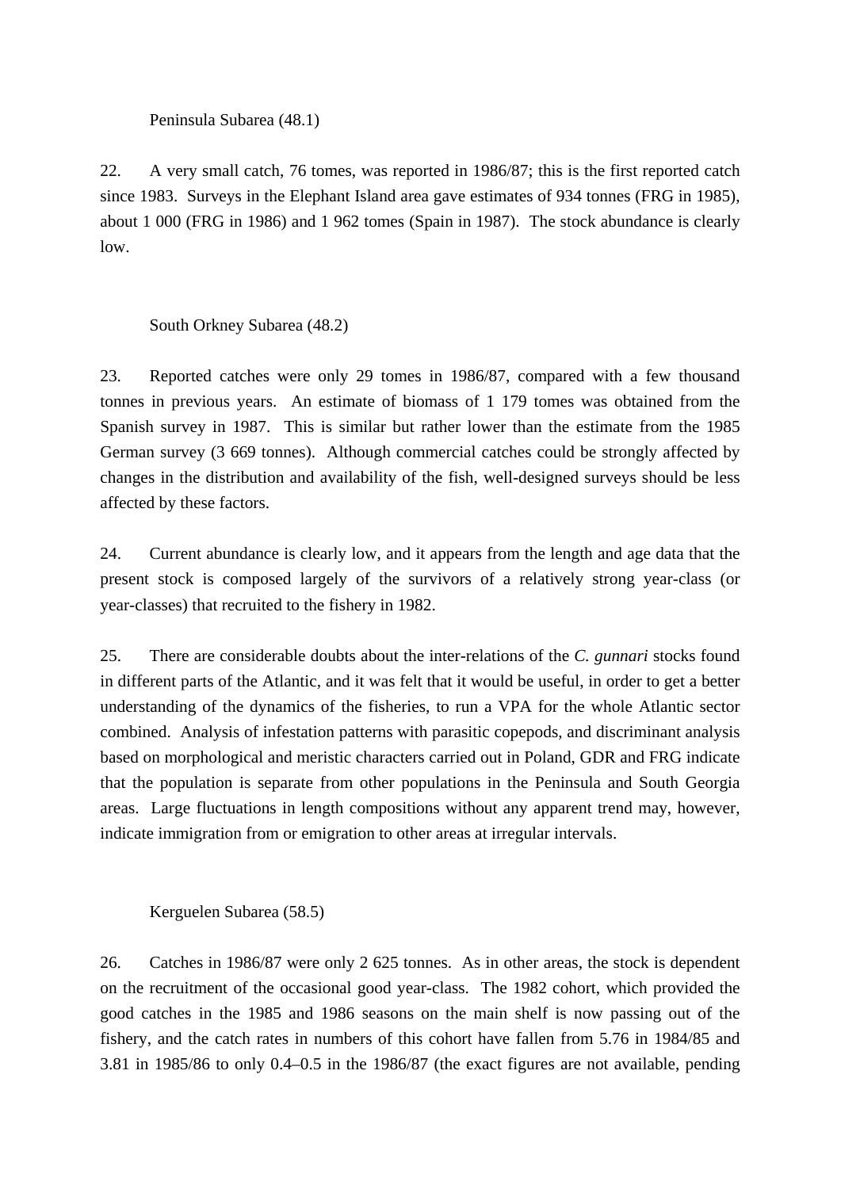Peninsula Subarea (48.1)

22. A very small catch, 76 tomes, was reported in 1986/87; this is the first reported catch since 1983. Surveys in the Elephant Island area gave estimates of 934 tonnes (FRG in 1985), about 1 000 (FRG in 1986) and 1 962 tomes (Spain in 1987). The stock abundance is clearly low.

South Orkney Subarea (48.2)

23. Reported catches were only 29 tomes in 1986/87, compared with a few thousand tonnes in previous years. An estimate of biomass of 1 179 tomes was obtained from the Spanish survey in 1987. This is similar but rather lower than the estimate from the 1985 German survey (3 669 tonnes). Although commercial catches could be strongly affected by changes in the distribution and availability of the fish, well-designed surveys should be less affected by these factors.

24. Current abundance is clearly low, and it appears from the length and age data that the present stock is composed largely of the survivors of a relatively strong year-class (or year-classes) that recruited to the fishery in 1982.

25. There are considerable doubts about the inter-relations of the *C. gunnari* stocks found in different parts of the Atlantic, and it was felt that it would be useful, in order to get a better understanding of the dynamics of the fisheries, to run a VPA for the whole Atlantic sector combined. Analysis of infestation patterns with parasitic copepods, and discriminant analysis based on morphological and meristic characters carried out in Poland, GDR and FRG indicate that the population is separate from other populations in the Peninsula and South Georgia areas. Large fluctuations in length compositions without any apparent trend may, however, indicate immigration from or emigration to other areas at irregular intervals.

Kerguelen Subarea (58.5)

26. Catches in 1986/87 were only 2 625 tonnes. As in other areas, the stock is dependent on the recruitment of the occasional good year-class. The 1982 cohort, which provided the good catches in the 1985 and 1986 seasons on the main shelf is now passing out of the fishery, and the catch rates in numbers of this cohort have fallen from 5.76 in 1984/85 and 3.81 in 1985/86 to only 0.4–0.5 in the 1986/87 (the exact figures are not available, pending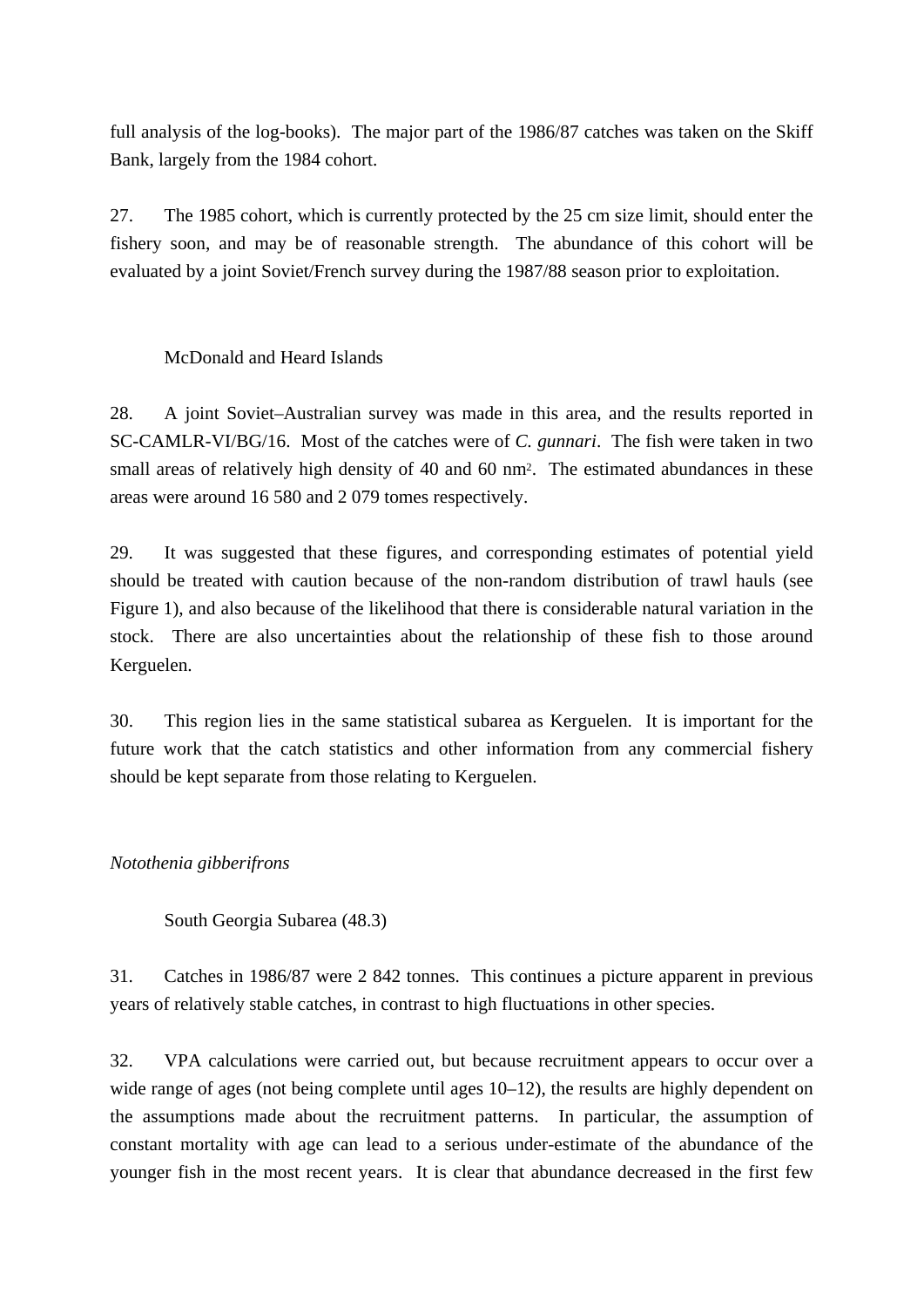full analysis of the log-books). The major part of the 1986/87 catches was taken on the Skiff Bank, largely from the 1984 cohort.

27. The 1985 cohort, which is currently protected by the 25 cm size limit, should enter the fishery soon, and may be of reasonable strength. The abundance of this cohort will be evaluated by a joint Soviet/French survey during the 1987/88 season prior to exploitation.

McDonald and Heard Islands

28. A joint Soviet–Australian survey was made in this area, and the results reported in SC-CAMLR-VI/BG/16. Most of the catches were of *C. gunnari*. The fish were taken in two small areas of relatively high density of 40 and 60 nm². The estimated abundances in these areas were around 16 580 and 2 079 tomes respectively.

29. It was suggested that these figures, and corresponding estimates of potential yield should be treated with caution because of the non-random distribution of trawl hauls (see Figure 1), and also because of the likelihood that there is considerable natural variation in the stock. There are also uncertainties about the relationship of these fish to those around Kerguelen.

30. This region lies in the same statistical subarea as Kerguelen. It is important for the future work that the catch statistics and other information from any commercial fishery should be kept separate from those relating to Kerguelen.

*Notothenia gibberifrons*

South Georgia Subarea (48.3)

31. Catches in 1986/87 were 2 842 tonnes. This continues a picture apparent in previous years of relatively stable catches, in contrast to high fluctuations in other species.

32. VPA calculations were carried out, but because recruitment appears to occur over a wide range of ages (not being complete until ages 10–12), the results are highly dependent on the assumptions made about the recruitment patterns. In particular, the assumption of constant mortality with age can lead to a serious under-estimate of the abundance of the younger fish in the most recent years. It is clear that abundance decreased in the first few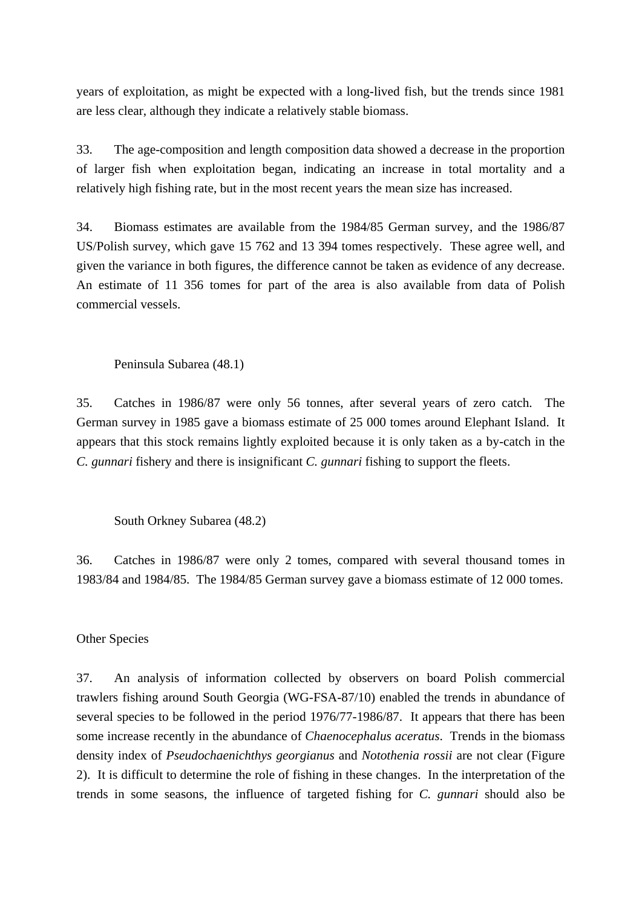years of exploitation, as might be expected with a long-lived fish, but the trends since 1981 are less clear, although they indicate a relatively stable biomass.

33. The age-composition and length composition data showed a decrease in the proportion of larger fish when exploitation began, indicating an increase in total mortality and a relatively high fishing rate, but in the most recent years the mean size has increased.

34. Biomass estimates are available from the 1984/85 German survey, and the 1986/87 US/Polish survey, which gave 15 762 and 13 394 tomes respectively. These agree well, and given the variance in both figures, the difference cannot be taken as evidence of any decrease. An estimate of 11 356 tomes for part of the area is also available from data of Polish commercial vessels.

Peninsula Subarea (48.1)

35. Catches in 1986/87 were only 56 tonnes, after several years of zero catch. The German survey in 1985 gave a biomass estimate of 25 000 tomes around Elephant Island. It appears that this stock remains lightly exploited because it is only taken as a by-catch in the *C. gunnari* fishery and there is insignificant *C. gunnari* fishing to support the fleets.

South Orkney Subarea (48.2)

36. Catches in 1986/87 were only 2 tomes, compared with several thousand tomes in 1983/84 and 1984/85. The 1984/85 German survey gave a biomass estimate of 12 000 tomes.

Other Species

37. An analysis of information collected by observers on board Polish commercial trawlers fishing around South Georgia (WG-FSA-87/10) enabled the trends in abundance of several species to be followed in the period 1976/77-1986/87. It appears that there has been some increase recently in the abundance of *Chaenocephalus aceratus*. Trends in the biomass density index of *Pseudochaenichthys georgianus* and *Notothenia rossii* are not clear (Figure 2). It is difficult to determine the role of fishing in these changes. In the interpretation of the trends in some seasons, the influence of targeted fishing for *C. gunnari* should also be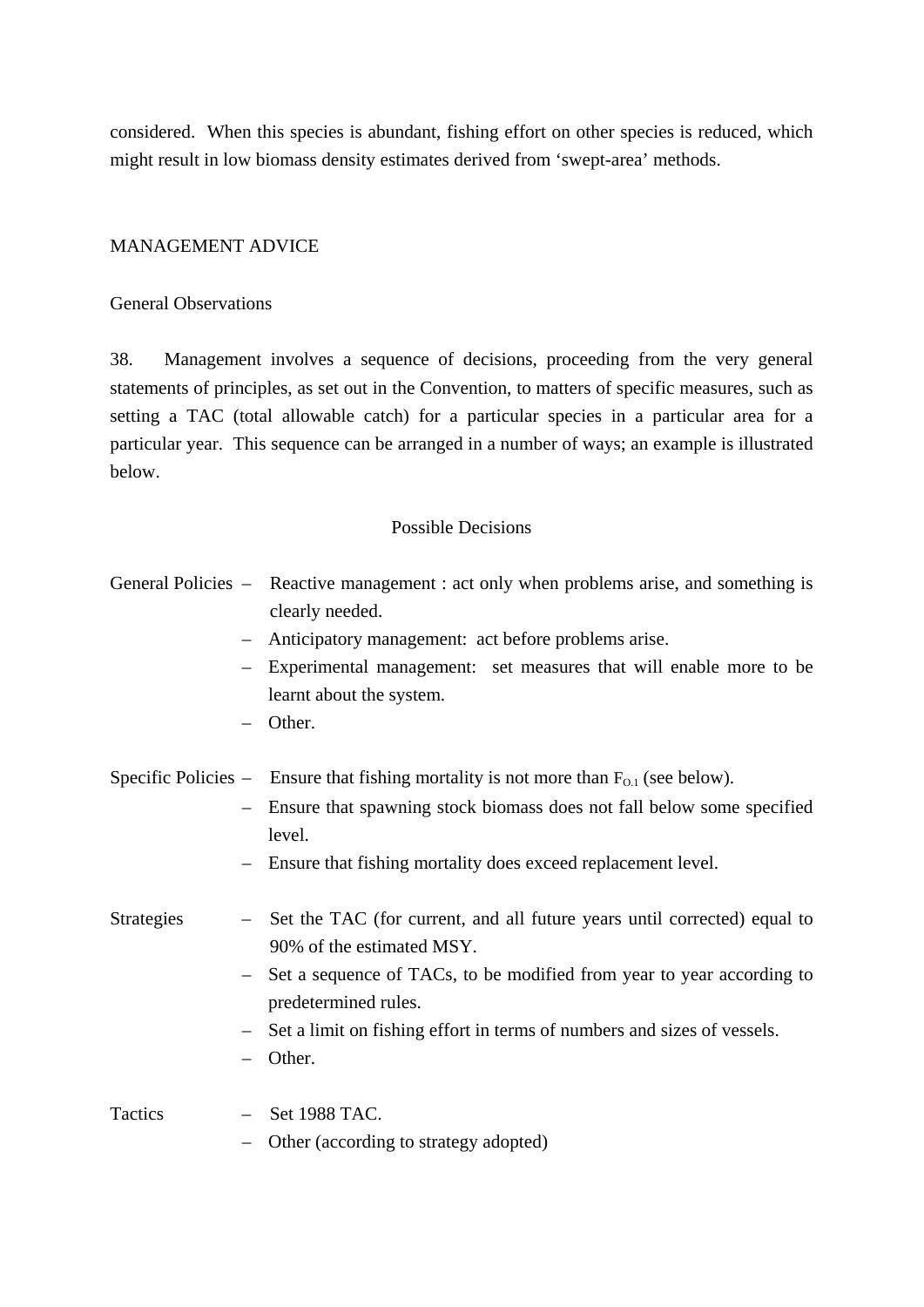considered. When this species is abundant, fishing effort on other species is reduced, which might result in low biomass density estimates derived from 'swept-area' methods.

## MANAGEMENT ADVICE

### General Observations

38. Management involves a sequence of decisions, proceeding from the very general statements of principles, as set out in the Convention, to matters of specific measures, such as setting a TAC (total allowable catch) for a particular species in a particular area for a particular year. This sequence can be arranged in a number of ways; an example is illustrated below.

Possible Decisions

General Policies
- Reactive management : act only when problems arise, and something is clearly needed.
- Anticipatory management: act before problems arise.
- Experimental management: set measures that will enable more to be learnt about the system.
- Other.

Specific Policies
- Ensure that fishing mortality is not more than $F_{O.1}$ (see below).
- Ensure that spawning stock biomass does not fall below some specified level.
- Ensure that fishing mortality does exceed replacement level.

Strategies
- Set the TAC (for current, and all future years until corrected) equal to 90% of the estimated MSY.
- Set a sequence of TACs, to be modified from year to year according to predetermined rules.
- Set a limit on fishing effort in terms of numbers and sizes of vessels.
- Other.

Tactics
- Set 1988 TAC.
- Other (according to strategy adopted)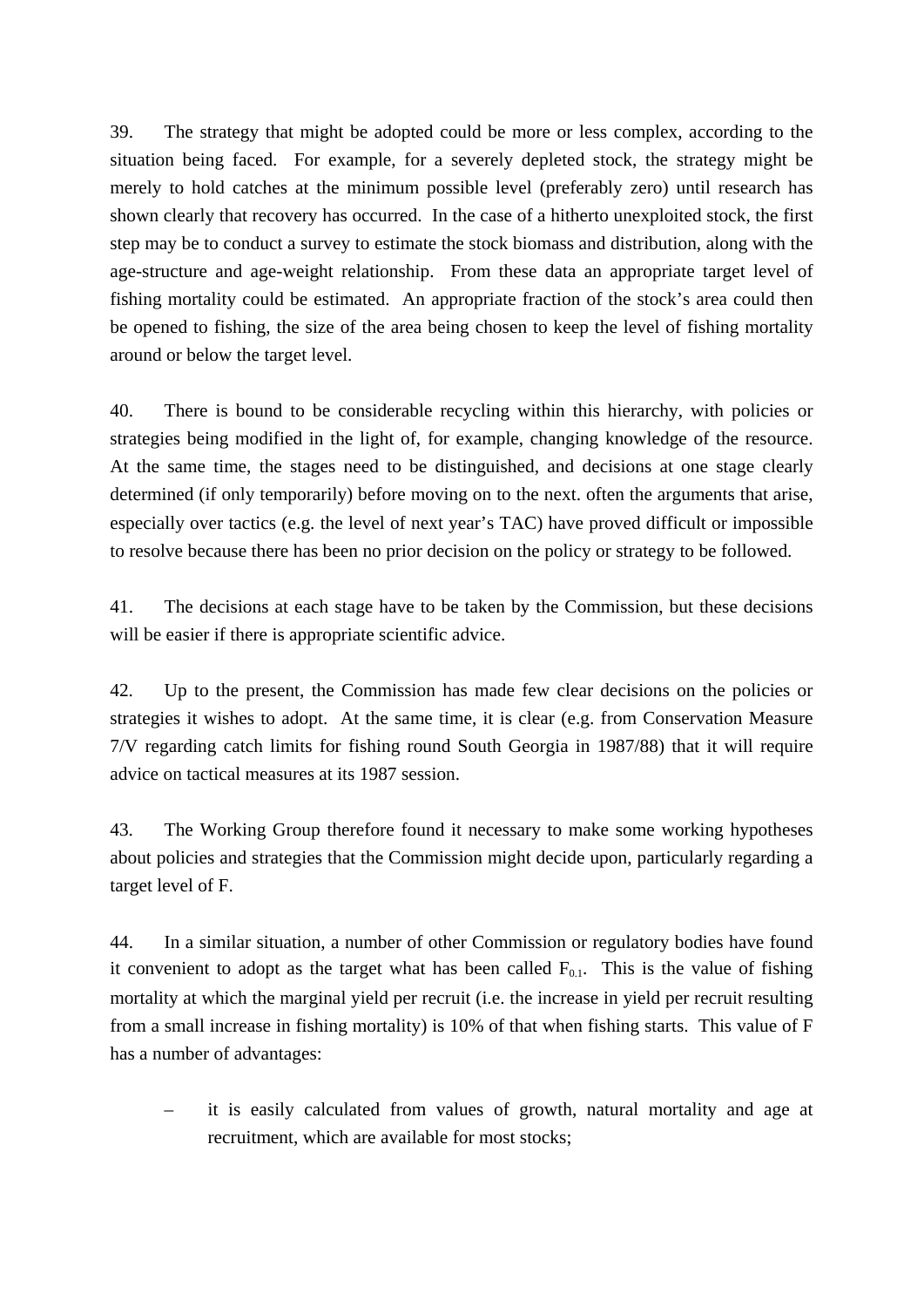39. The strategy that might be adopted could be more or less complex, according to the situation being faced. For example, for a severely depleted stock, the strategy might be merely to hold catches at the minimum possible level (preferably zero) until research has shown clearly that recovery has occurred. In the case of a hitherto unexploited stock, the first step may be to conduct a survey to estimate the stock biomass and distribution, along with the age-structure and age-weight relationship. From these data an appropriate target level of fishing mortality could be estimated. An appropriate fraction of the stock's area could then be opened to fishing, the size of the area being chosen to keep the level of fishing mortality around or below the target level.

40. There is bound to be considerable recycling within this hierarchy, with policies or strategies being modified in the light of, for example, changing knowledge of the resource. At the same time, the stages need to be distinguished, and decisions at one stage clearly determined (if only temporarily) before moving on to the next. often the arguments that arise, especially over tactics (e.g. the level of next year's TAC) have proved difficult or impossible to resolve because there has been no prior decision on the policy or strategy to be followed.

41. The decisions at each stage have to be taken by the Commission, but these decisions will be easier if there is appropriate scientific advice.

42. Up to the present, the Commission has made few clear decisions on the policies or strategies it wishes to adopt. At the same time, it is clear (e.g. from Conservation Measure 7/V regarding catch limits for fishing round South Georgia in 1987/88) that it will require advice on tactical measures at its 1987 session.

43. The Working Group therefore found it necessary to make some working hypotheses about policies and strategies that the Commission might decide upon, particularly regarding a target level of F.

44. In a similar situation, a number of other Commission or regulatory bodies have found it convenient to adopt as the target what has been called $F_{0.1}$. This is the value of fishing mortality at which the marginal yield per recruit (i.e. the increase in yield per recruit resulting from a small increase in fishing mortality) is 10% of that when fishing starts. This value of F has a number of advantages:

- it is easily calculated from values of growth, natural mortality and age at recruitment, which are available for most stocks;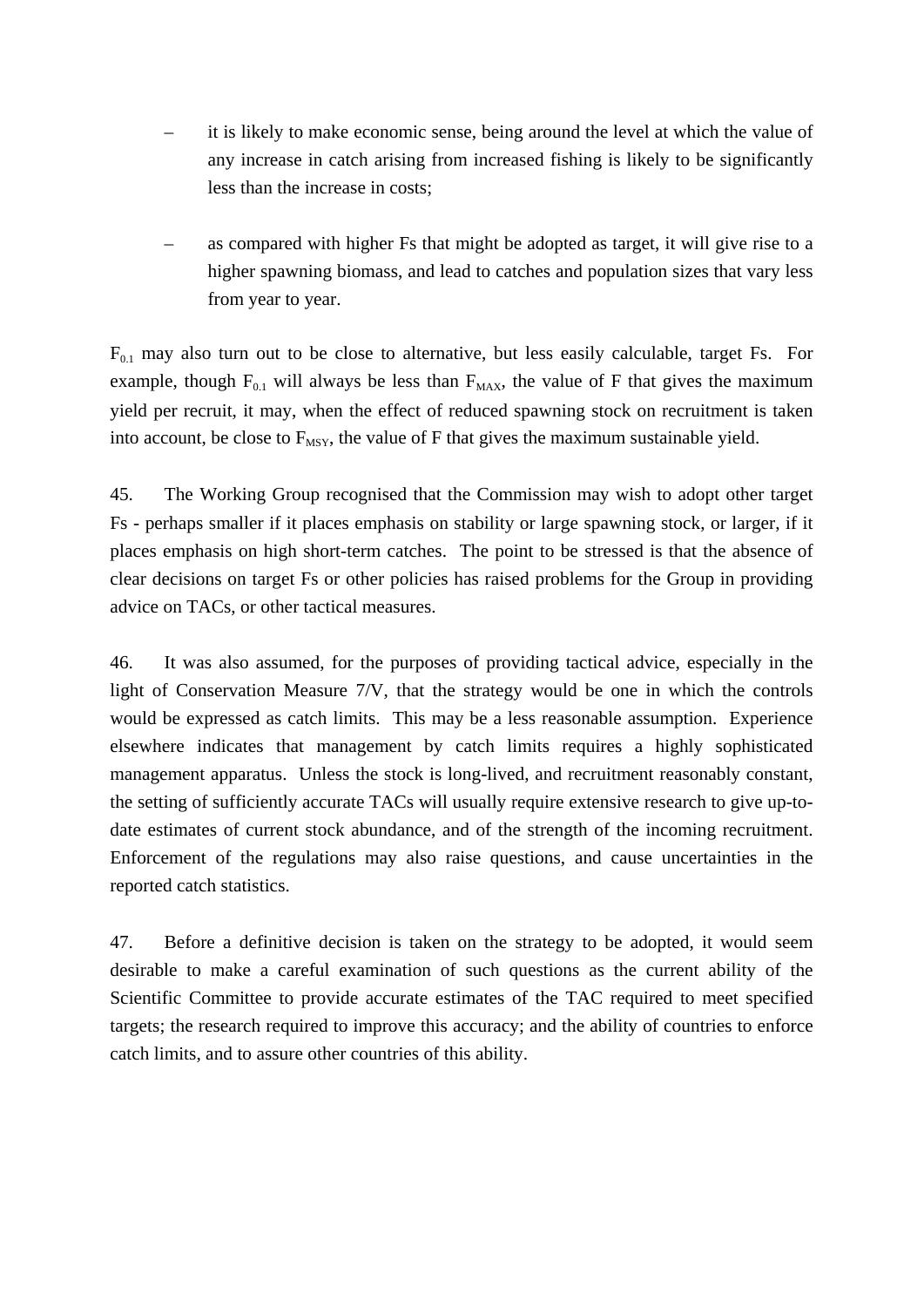- it is likely to make economic sense, being around the level at which the value of any increase in catch arising from increased fishing is likely to be significantly less than the increase in costs;

- as compared with higher Fs that might be adopted as target, it will give rise to a higher spawning biomass, and lead to catches and population sizes that vary less from year to year.

$F_{0.1}$ may also turn out to be close to alternative, but less easily calculable, target Fs. For example, though $F_{0.1}$ will always be less than $F_{MAX}$, the value of F that gives the maximum yield per recruit, it may, when the effect of reduced spawning stock on recruitment is taken into account, be close to $F_{MSY}$, the value of F that gives the maximum sustainable yield.

45. The Working Group recognised that the Commission may wish to adopt other target Fs - perhaps smaller if it places emphasis on stability or large spawning stock, or larger, if it places emphasis on high short-term catches. The point to be stressed is that the absence of clear decisions on target Fs or other policies has raised problems for the Group in providing advice on TACs, or other tactical measures.

46. It was also assumed, for the purposes of providing tactical advice, especially in the light of Conservation Measure 7/V, that the strategy would be one in which the controls would be expressed as catch limits. This may be a less reasonable assumption. Experience elsewhere indicates that management by catch limits requires a highly sophisticated management apparatus. Unless the stock is long-lived, and recruitment reasonably constant, the setting of sufficiently accurate TACs will usually require extensive research to give up-to-date estimates of current stock abundance, and of the strength of the incoming recruitment. Enforcement of the regulations may also raise questions, and cause uncertainties in the reported catch statistics.

47. Before a definitive decision is taken on the strategy to be adopted, it would seem desirable to make a careful examination of such questions as the current ability of the Scientific Committee to provide accurate estimates of the TAC required to meet specified targets; the research required to improve this accuracy; and the ability of countries to enforce catch limits, and to assure other countries of this ability.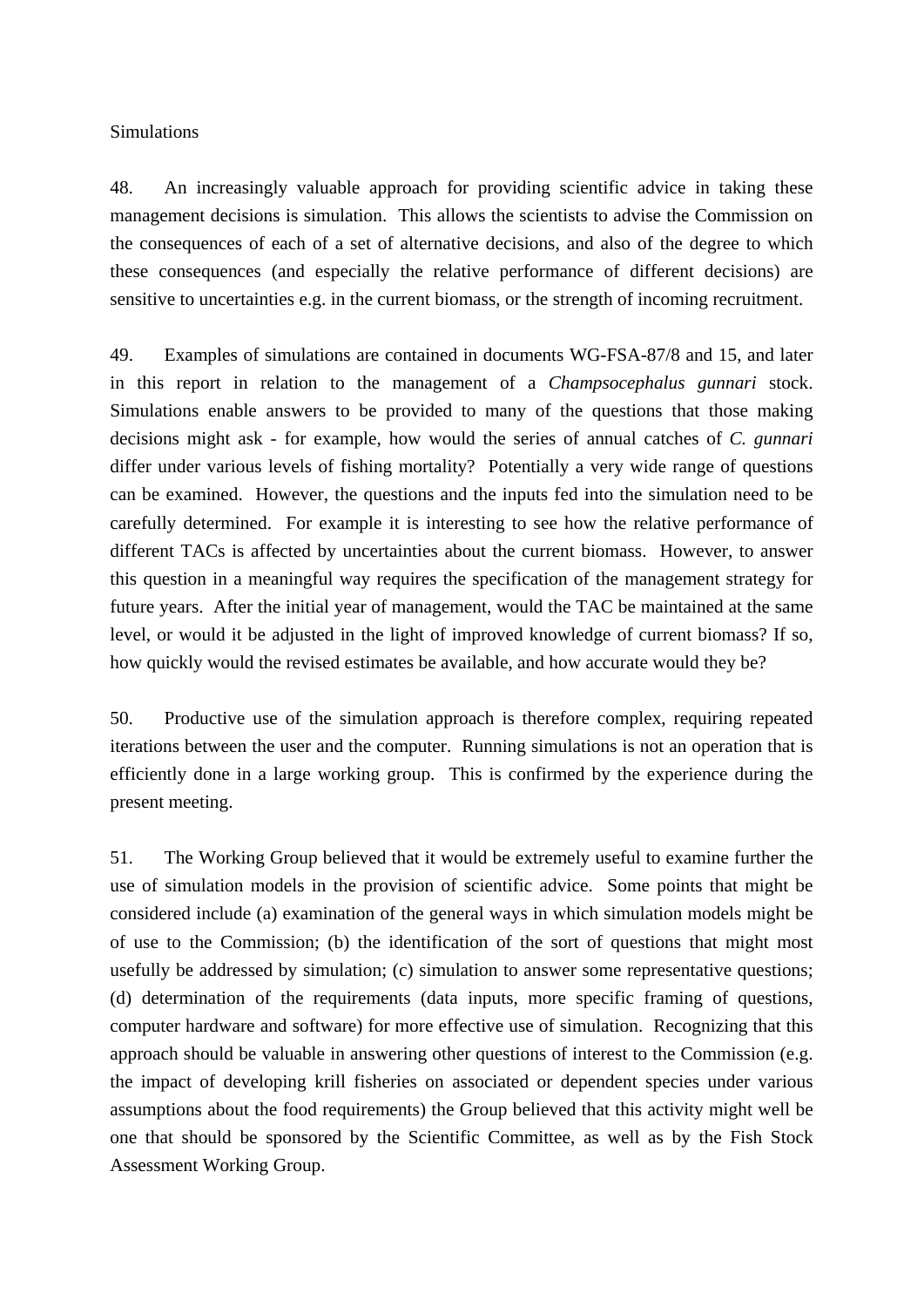Simulations

48. An increasingly valuable approach for providing scientific advice in taking these management decisions is simulation. This allows the scientists to advise the Commission on the consequences of each of a set of alternative decisions, and also of the degree to which these consequences (and especially the relative performance of different decisions) are sensitive to uncertainties e.g. in the current biomass, or the strength of incoming recruitment.

49. Examples of simulations are contained in documents WG-FSA-87/8 and 15, and later in this report in relation to the management of a *Champsocephalus gunnari* stock. Simulations enable answers to be provided to many of the questions that those making decisions might ask - for example, how would the series of annual catches of *C. gunnari* differ under various levels of fishing mortality? Potentially a very wide range of questions can be examined. However, the questions and the inputs fed into the simulation need to be carefully determined. For example it is interesting to see how the relative performance of different TACs is affected by uncertainties about the current biomass. However, to answer this question in a meaningful way requires the specification of the management strategy for future years. After the initial year of management, would the TAC be maintained at the same level, or would it be adjusted in the light of improved knowledge of current biomass? If so, how quickly would the revised estimates be available, and how accurate would they be?

50. Productive use of the simulation approach is therefore complex, requiring repeated iterations between the user and the computer. Running simulations is not an operation that is efficiently done in a large working group. This is confirmed by the experience during the present meeting.

51. The Working Group believed that it would be extremely useful to examine further the use of simulation models in the provision of scientific advice. Some points that might be considered include (a) examination of the general ways in which simulation models might be of use to the Commission; (b) the identification of the sort of questions that might most usefully be addressed by simulation; (c) simulation to answer some representative questions; (d) determination of the requirements (data inputs, more specific framing of questions, computer hardware and software) for more effective use of simulation. Recognizing that this approach should be valuable in answering other questions of interest to the Commission (e.g. the impact of developing krill fisheries on associated or dependent species under various assumptions about the food requirements) the Group believed that this activity might well be one that should be sponsored by the Scientific Committee, as well as by the Fish Stock Assessment Working Group.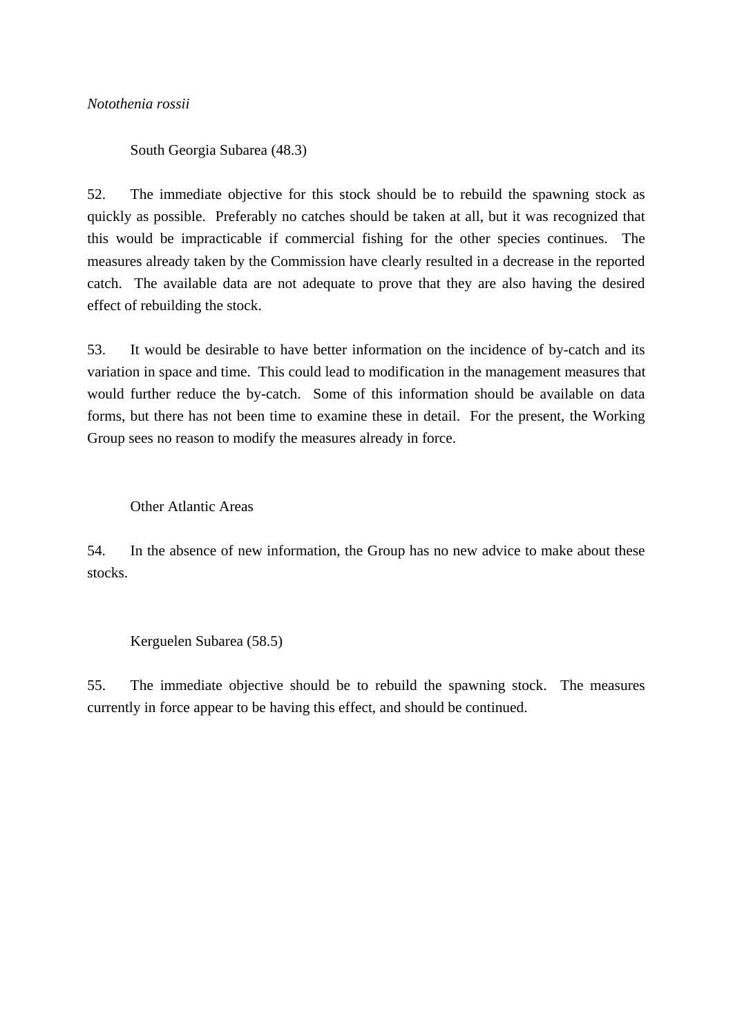*Notothenia rossii*

South Georgia Subarea (48.3)

52. The immediate objective for this stock should be to rebuild the spawning stock as quickly as possible. Preferably no catches should be taken at all, but it was recognized that this would be impracticable if commercial fishing for the other species continues. The measures already taken by the Commission have clearly resulted in a decrease in the reported catch. The available data are not adequate to prove that they are also having the desired effect of rebuilding the stock.

53. It would be desirable to have better information on the incidence of by-catch and its variation in space and time. This could lead to modification in the management measures that would further reduce the by-catch. Some of this information should be available on data forms, but there has not been time to examine these in detail. For the present, the Working Group sees no reason to modify the measures already in force.

Other Atlantic Areas

54. In the absence of new information, the Group has no new advice to make about these stocks.

Kerguelen Subarea (58.5)

55. The immediate objective should be to rebuild the spawning stock. The measures currently in force appear to be having this effect, and should be continued.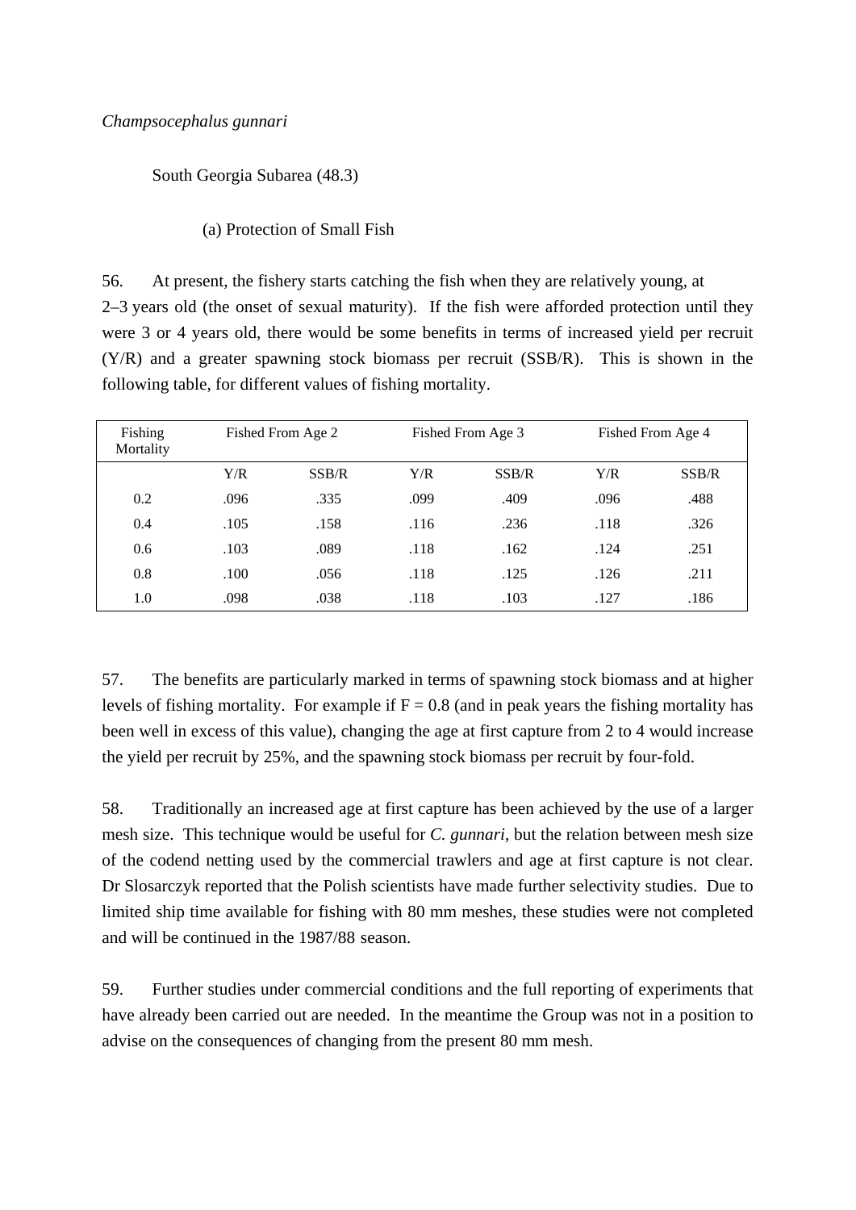*Champsocephalus gunnari*

South Georgia Subarea (48.3)

(a) Protection of Small Fish

56. At present, the fishery starts catching the fish when they are relatively young, at 2–3 years old (the onset of sexual maturity). If the fish were afforded protection until they were 3 or 4 years old, there would be some benefits in terms of increased yield per recruit (Y/R) and a greater spawning stock biomass per recruit (SSB/R). This is shown in the following table, for different values of fishing mortality.

| Fishing Mortality | Fished From Age 2 | | Fished From Age 3 | | Fished From Age 4 | |
|---|---|---|---|---|---|---|
| | Y/R | SSB/R | Y/R | SSB/R | Y/R | SSB/R |
| 0.2 | .096 | .335 | .099 | .409 | .096 | .488 |
| 0.4 | .105 | .158 | .116 | .236 | .118 | .326 |
| 0.6 | .103 | .089 | .118 | .162 | .124 | .251 |
| 0.8 | .100 | .056 | .118 | .125 | .126 | .211 |
| 1.0 | .098 | .038 | .118 | .103 | .127 | .186 |

57. The benefits are particularly marked in terms of spawning stock biomass and at higher levels of fishing mortality. For example if F = 0.8 (and in peak years the fishing mortality has been well in excess of this value), changing the age at first capture from 2 to 4 would increase the yield per recruit by 25%, and the spawning stock biomass per recruit by four-fold.

58. Traditionally an increased age at first capture has been achieved by the use of a larger mesh size. This technique would be useful for *C. gunnari*, but the relation between mesh size of the codend netting used by the commercial trawlers and age at first capture is not clear. Dr Slosarczyk reported that the Polish scientists have made further selectivity studies. Due to limited ship time available for fishing with 80 mm meshes, these studies were not completed and will be continued in the 1987/88 season.

59. Further studies under commercial conditions and the full reporting of experiments that have already been carried out are needed. In the meantime the Group was not in a position to advise on the consequences of changing from the present 80 mm mesh.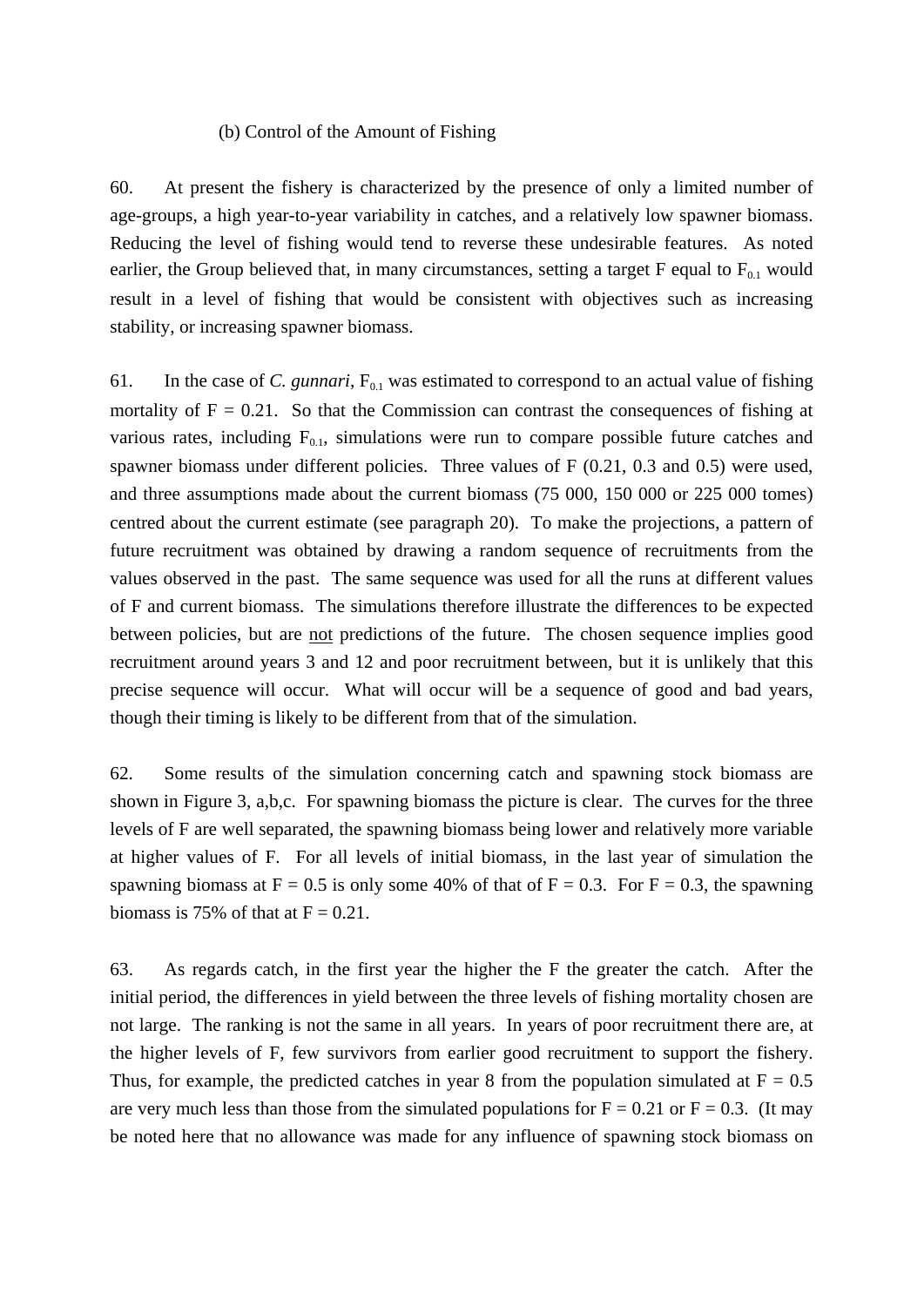(b) Control of the Amount of Fishing

60. At present the fishery is characterized by the presence of only a limited number of age-groups, a high year-to-year variability in catches, and a relatively low spawner biomass. Reducing the level of fishing would tend to reverse these undesirable features. As noted earlier, the Group believed that, in many circumstances, setting a target F equal to $F_{0.1}$ would result in a level of fishing that would be consistent with objectives such as increasing stability, or increasing spawner biomass.

61. In the case of *C. gunnari*, $F_{0.1}$ was estimated to correspond to an actual value of fishing mortality of F = 0.21. So that the Commission can contrast the consequences of fishing at various rates, including $F_{0.1}$, simulations were run to compare possible future catches and spawner biomass under different policies. Three values of F (0.21, 0.3 and 0.5) were used, and three assumptions made about the current biomass (75 000, 150 000 or 225 000 tomes) centred about the current estimate (see paragraph 20). To make the projections, a pattern of future recruitment was obtained by drawing a random sequence of recruitments from the values observed in the past. The same sequence was used for all the runs at different values of F and current biomass. The simulations therefore illustrate the differences to be expected between policies, but are <u>not</u> predictions of the future. The chosen sequence implies good recruitment around years 3 and 12 and poor recruitment between, but it is unlikely that this precise sequence will occur. What will occur will be a sequence of good and bad years, though their timing is likely to be different from that of the simulation.

62. Some results of the simulation concerning catch and spawning stock biomass are shown in Figure 3, a,b,c. For spawning biomass the picture is clear. The curves for the three levels of F are well separated, the spawning biomass being lower and relatively more variable at higher values of F. For all levels of initial biomass, in the last year of simulation the spawning biomass at F = 0.5 is only some 40% of that of F = 0.3. For F = 0.3, the spawning biomass is 75% of that at F = 0.21.

63. As regards catch, in the first year the higher the F the greater the catch. After the initial period, the differences in yield between the three levels of fishing mortality chosen are not large. The ranking is not the same in all years. In years of poor recruitment there are, at the higher levels of F, few survivors from earlier good recruitment to support the fishery. Thus, for example, the predicted catches in year 8 from the population simulated at F = 0.5 are very much less than those from the simulated populations for F = 0.21 or F = 0.3. (It may be noted here that no allowance was made for any influence of spawning stock biomass on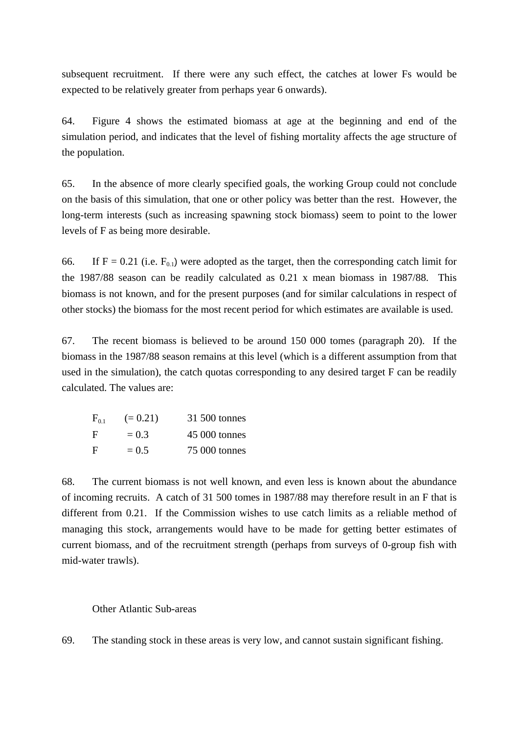subsequent recruitment. If there were any such effect, the catches at lower Fs would be expected to be relatively greater from perhaps year 6 onwards).

64. Figure 4 shows the estimated biomass at age at the beginning and end of the simulation period, and indicates that the level of fishing mortality affects the age structure of the population.

65. In the absence of more clearly specified goals, the working Group could not conclude on the basis of this simulation, that one or other policy was better than the rest. However, the long-term interests (such as increasing spawning stock biomass) seem to point to the lower levels of F as being more desirable.

66. If F = 0.21 (i.e. $F_{0.1}$) were adopted as the target, then the corresponding catch limit for the 1987/88 season can be readily calculated as 0.21 x mean biomass in 1987/88. This biomass is not known, and for the present purposes (and for similar calculations in respect of other stocks) the biomass for the most recent period for which estimates are available is used.

67. The recent biomass is believed to be around 150 000 tomes (paragraph 20). If the biomass in the 1987/88 season remains at this level (which is a different assumption from that used in the simulation), the catch quotas corresponding to any desired target F can be readily calculated. The values are:

| | | |
|---|---|---|
| $F_{0.1}$ | (= 0.21) | 31 500 tonnes |
| F | = 0.3 | 45 000 tonnes |
| F | = 0.5 | 75 000 tonnes |

68. The current biomass is not well known, and even less is known about the abundance of incoming recruits. A catch of 31 500 tomes in 1987/88 may therefore result in an F that is different from 0.21. If the Commission wishes to use catch limits as a reliable method of managing this stock, arrangements would have to be made for getting better estimates of current biomass, and of the recruitment strength (perhaps from surveys of 0-group fish with mid-water trawls).

### Other Atlantic Sub-areas

69. The standing stock in these areas is very low, and cannot sustain significant fishing.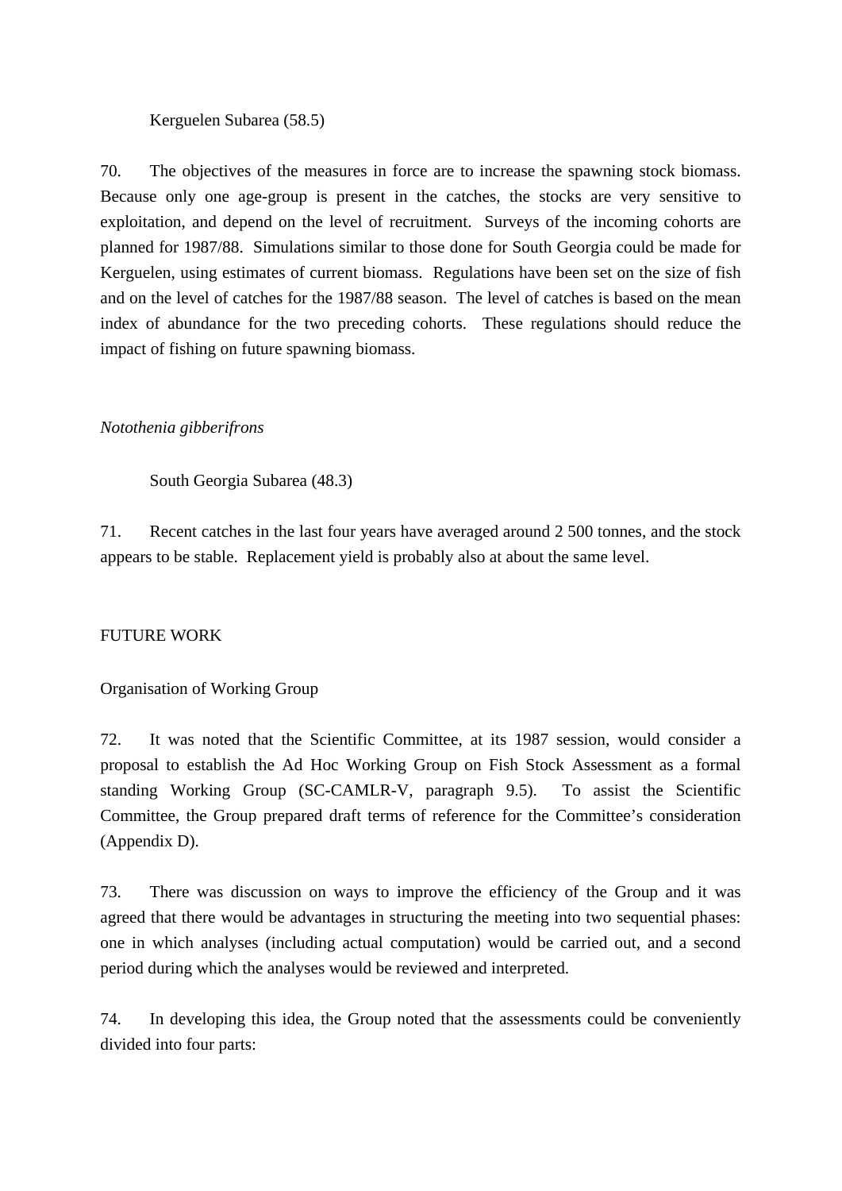Kerguelen Subarea (58.5)

70. The objectives of the measures in force are to increase the spawning stock biomass. Because only one age-group is present in the catches, the stocks are very sensitive to exploitation, and depend on the level of recruitment. Surveys of the incoming cohorts are planned for 1987/88. Simulations similar to those done for South Georgia could be made for Kerguelen, using estimates of current biomass. Regulations have been set on the size of fish and on the level of catches for the 1987/88 season. The level of catches is based on the mean index of abundance for the two preceding cohorts. These regulations should reduce the impact of fishing on future spawning biomass.

*Notothenia gibberifrons*

South Georgia Subarea (48.3)

71. Recent catches in the last four years have averaged around 2 500 tonnes, and the stock appears to be stable. Replacement yield is probably also at about the same level.

## FUTURE WORK

### Organisation of Working Group

72. It was noted that the Scientific Committee, at its 1987 session, would consider a proposal to establish the Ad Hoc Working Group on Fish Stock Assessment as a formal standing Working Group (SC-CAMLR-V, paragraph 9.5). To assist the Scientific Committee, the Group prepared draft terms of reference for the Committee's consideration (Appendix D).

73. There was discussion on ways to improve the efficiency of the Group and it was agreed that there would be advantages in structuring the meeting into two sequential phases: one in which analyses (including actual computation) would be carried out, and a second period during which the analyses would be reviewed and interpreted.

74. In developing this idea, the Group noted that the assessments could be conveniently divided into four parts: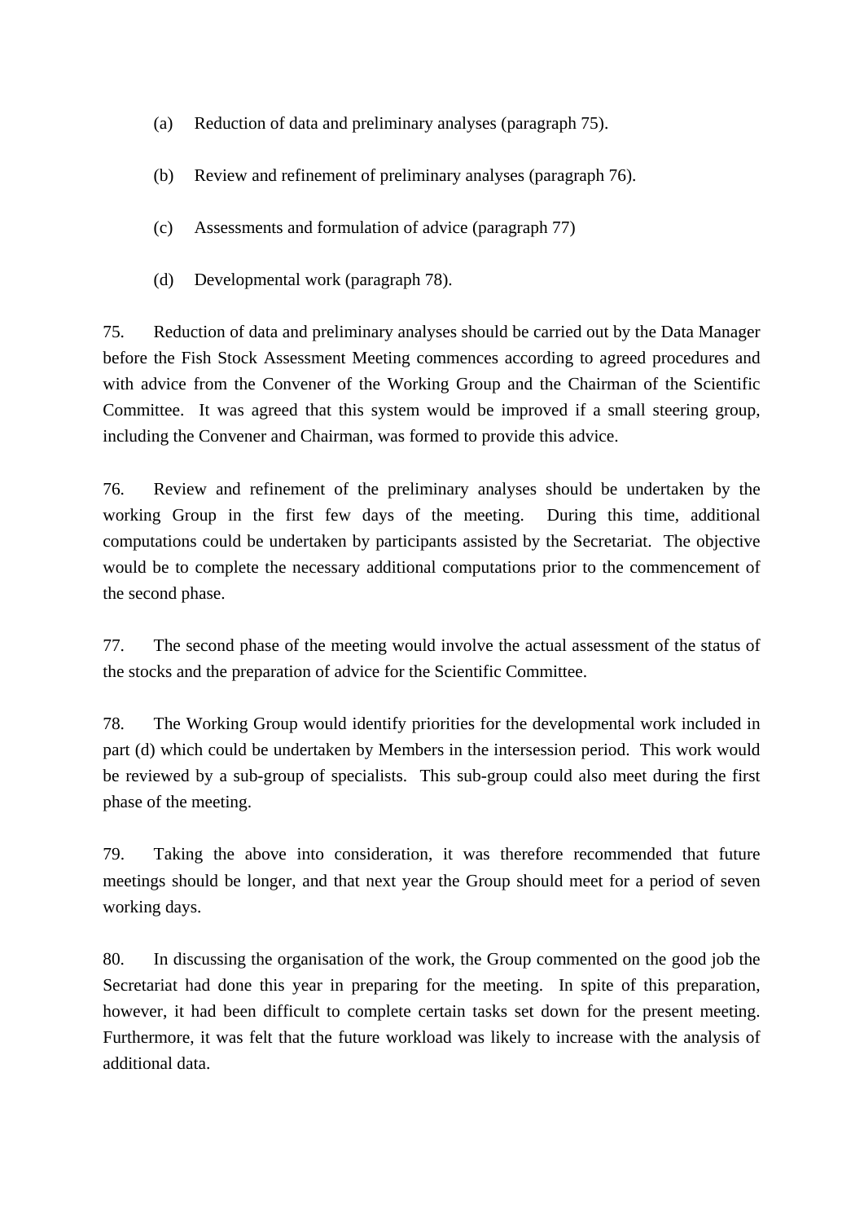(a) Reduction of data and preliminary analyses (paragraph 75).

(b) Review and refinement of preliminary analyses (paragraph 76).

(c) Assessments and formulation of advice (paragraph 77)

(d) Developmental work (paragraph 78).

75. Reduction of data and preliminary analyses should be carried out by the Data Manager before the Fish Stock Assessment Meeting commences according to agreed procedures and with advice from the Convener of the Working Group and the Chairman of the Scientific Committee. It was agreed that this system would be improved if a small steering group, including the Convener and Chairman, was formed to provide this advice.

76. Review and refinement of the preliminary analyses should be undertaken by the working Group in the first few days of the meeting. During this time, additional computations could be undertaken by participants assisted by the Secretariat. The objective would be to complete the necessary additional computations prior to the commencement of the second phase.

77. The second phase of the meeting would involve the actual assessment of the status of the stocks and the preparation of advice for the Scientific Committee.

78. The Working Group would identify priorities for the developmental work included in part (d) which could be undertaken by Members in the intersession period. This work would be reviewed by a sub-group of specialists. This sub-group could also meet during the first phase of the meeting.

79. Taking the above into consideration, it was therefore recommended that future meetings should be longer, and that next year the Group should meet for a period of seven working days.

80. In discussing the organisation of the work, the Group commented on the good job the Secretariat had done this year in preparing for the meeting. In spite of this preparation, however, it had been difficult to complete certain tasks set down for the present meeting. Furthermore, it was felt that the future workload was likely to increase with the analysis of additional data.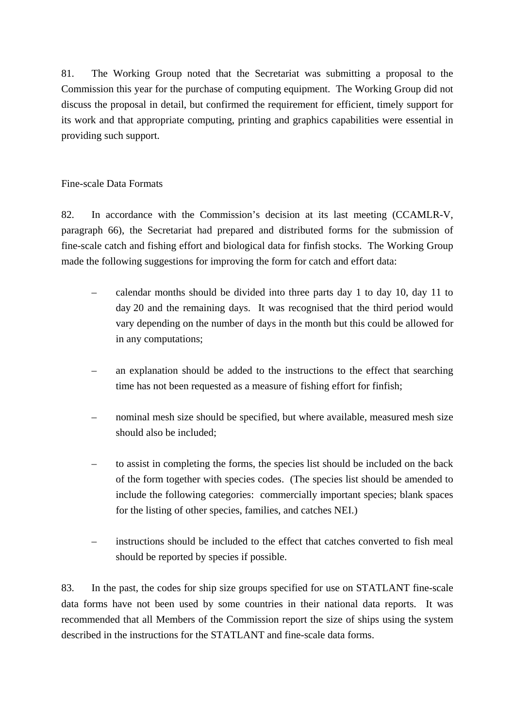81. The Working Group noted that the Secretariat was submitting a proposal to the Commission this year for the purchase of computing equipment. The Working Group did not discuss the proposal in detail, but confirmed the requirement for efficient, timely support for its work and that appropriate computing, printing and graphics capabilities were essential in providing such support.

## Fine-scale Data Formats

82. In accordance with the Commission's decision at its last meeting (CCAMLR-V, paragraph 66), the Secretariat had prepared and distributed forms for the submission of fine-scale catch and fishing effort and biological data for finfish stocks. The Working Group made the following suggestions for improving the form for catch and effort data:

– calendar months should be divided into three parts day 1 to day 10, day 11 to day 20 and the remaining days. It was recognised that the third period would vary depending on the number of days in the month but this could be allowed for in any computations;

– an explanation should be added to the instructions to the effect that searching time has not been requested as a measure of fishing effort for finfish;

– nominal mesh size should be specified, but where available, measured mesh size should also be included;

– to assist in completing the forms, the species list should be included on the back of the form together with species codes. (The species list should be amended to include the following categories: commercially important species; blank spaces for the listing of other species, families, and catches NEI.)

– instructions should be included to the effect that catches converted to fish meal should be reported by species if possible.

83. In the past, the codes for ship size groups specified for use on STATLANT fine-scale data forms have not been used by some countries in their national data reports. It was recommended that all Members of the Commission report the size of ships using the system described in the instructions for the STATLANT and fine-scale data forms.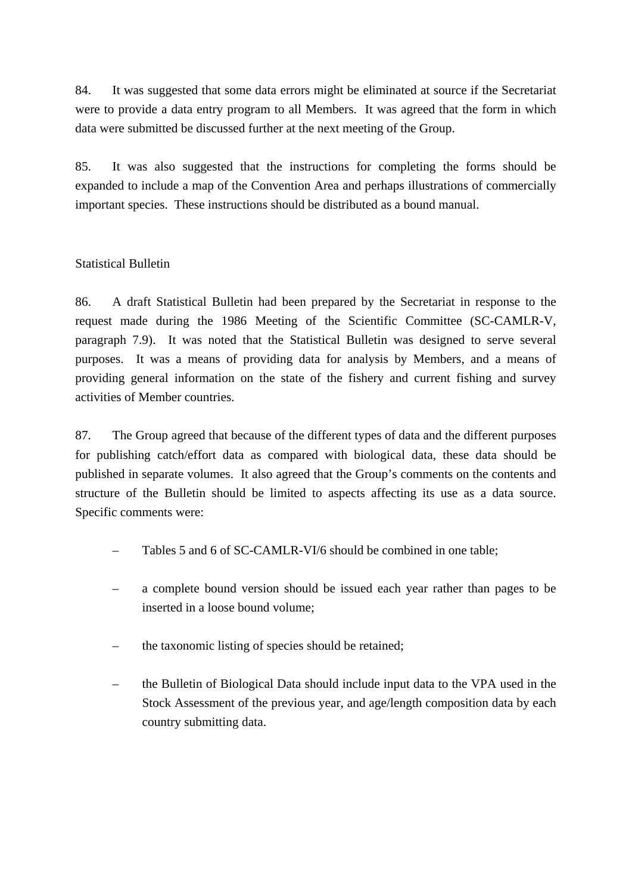84. It was suggested that some data errors might be eliminated at source if the Secretariat were to provide a data entry program to all Members. It was agreed that the form in which data were submitted be discussed further at the next meeting of the Group.

85. It was also suggested that the instructions for completing the forms should be expanded to include a map of the Convention Area and perhaps illustrations of commercially important species. These instructions should be distributed as a bound manual.

## Statistical Bulletin

86. A draft Statistical Bulletin had been prepared by the Secretariat in response to the request made during the 1986 Meeting of the Scientific Committee (SC-CAMLR-V, paragraph 7.9). It was noted that the Statistical Bulletin was designed to serve several purposes. It was a means of providing data for analysis by Members, and a means of providing general information on the state of the fishery and current fishing and survey activities of Member countries.

87. The Group agreed that because of the different types of data and the different purposes for publishing catch/effort data as compared with biological data, these data should be published in separate volumes. It also agreed that the Group's comments on the contents and structure of the Bulletin should be limited to aspects affecting its use as a data source. Specific comments were:

- Tables 5 and 6 of SC-CAMLR-VI/6 should be combined in one table;
- a complete bound version should be issued each year rather than pages to be inserted in a loose bound volume;
- the taxonomic listing of species should be retained;
- the Bulletin of Biological Data should include input data to the VPA used in the Stock Assessment of the previous year, and age/length composition data by each country submitting data.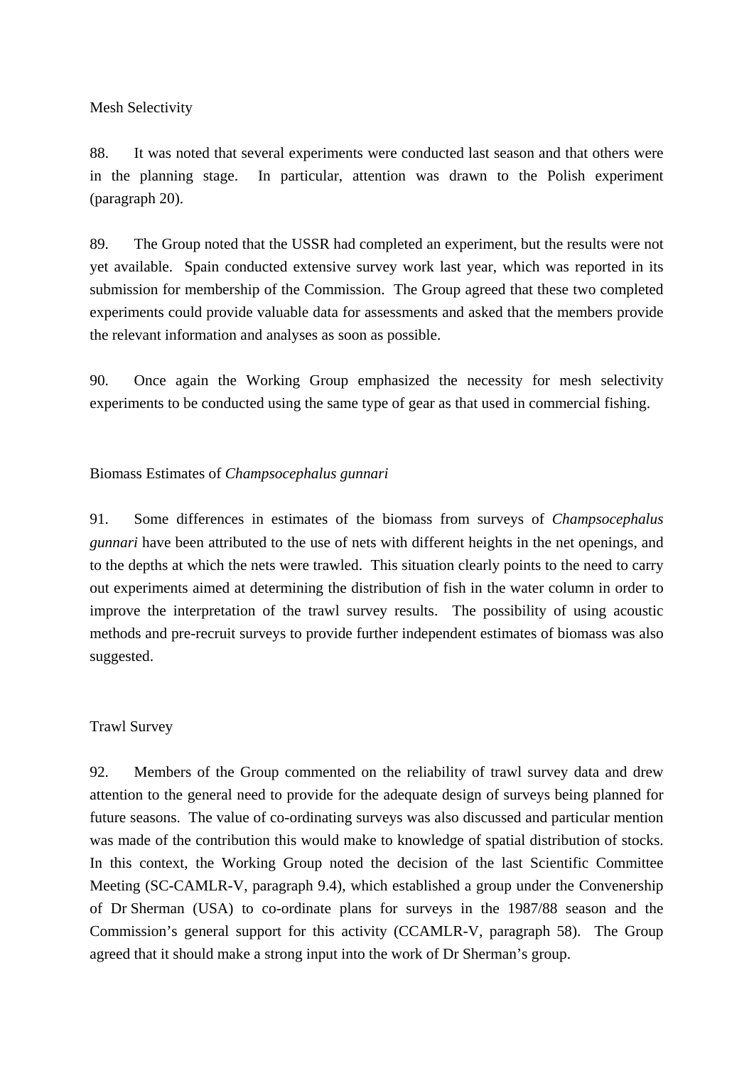## Mesh Selectivity

88. It was noted that several experiments were conducted last season and that others were in the planning stage. In particular, attention was drawn to the Polish experiment (paragraph 20).

89. The Group noted that the USSR had completed an experiment, but the results were not yet available. Spain conducted extensive survey work last year, which was reported in its submission for membership of the Commission. The Group agreed that these two completed experiments could provide valuable data for assessments and asked that the members provide the relevant information and analyses as soon as possible.

90. Once again the Working Group emphasized the necessity for mesh selectivity experiments to be conducted using the same type of gear as that used in commercial fishing.

## Biomass Estimates of *Champsocephalus gunnari*

91. Some differences in estimates of the biomass from surveys of *Champsocephalus gunnari* have been attributed to the use of nets with different heights in the net openings, and to the depths at which the nets were trawled. This situation clearly points to the need to carry out experiments aimed at determining the distribution of fish in the water column in order to improve the interpretation of the trawl survey results. The possibility of using acoustic methods and pre-recruit surveys to provide further independent estimates of biomass was also suggested.

## Trawl Survey

92. Members of the Group commented on the reliability of trawl survey data and drew attention to the general need to provide for the adequate design of surveys being planned for future seasons. The value of co-ordinating surveys was also discussed and particular mention was made of the contribution this would make to knowledge of spatial distribution of stocks. In this context, the Working Group noted the decision of the last Scientific Committee Meeting (SC-CAMLR-V, paragraph 9.4), which established a group under the Convenership of Dr Sherman (USA) to co-ordinate plans for surveys in the 1987/88 season and the Commission's general support for this activity (CCAMLR-V, paragraph 58). The Group agreed that it should make a strong input into the work of Dr Sherman's group.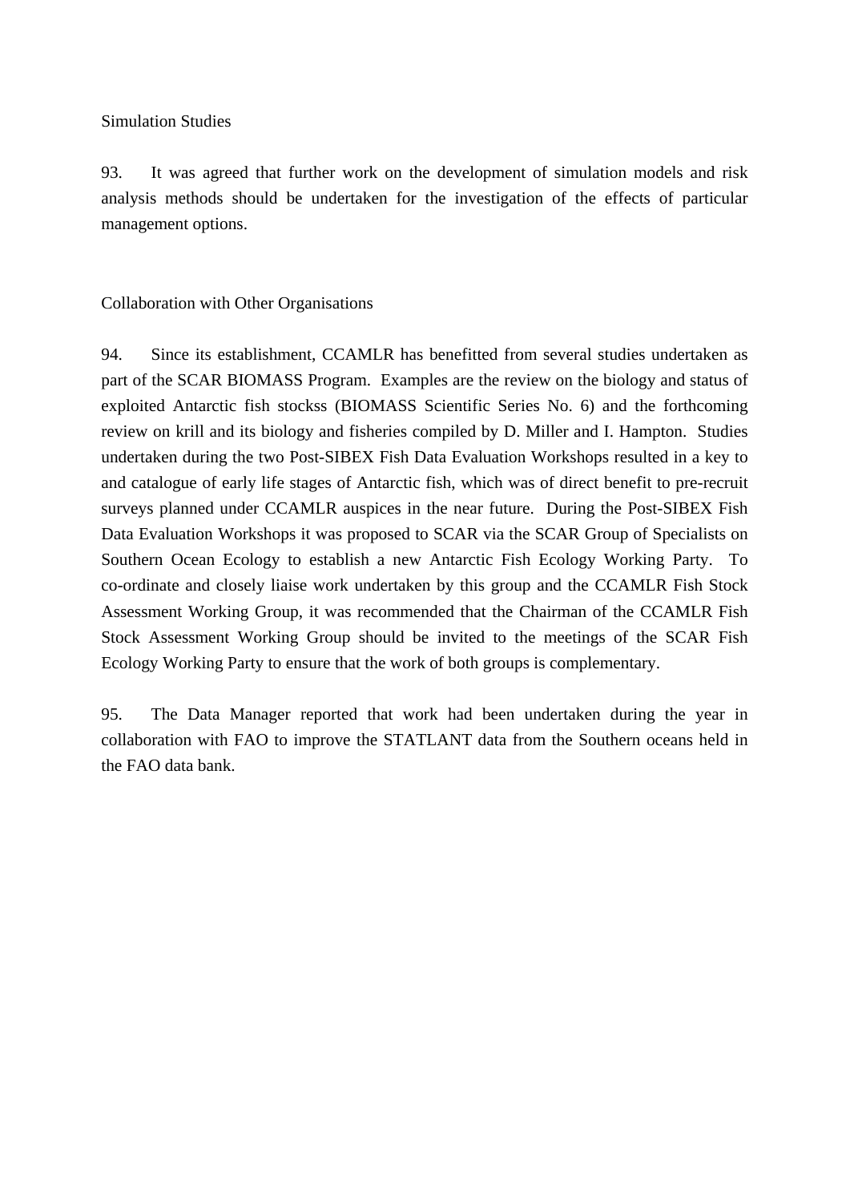## Simulation Studies

93. It was agreed that further work on the development of simulation models and risk analysis methods should be undertaken for the investigation of the effects of particular management options.

## Collaboration with Other Organisations

94. Since its establishment, CCAMLR has benefitted from several studies undertaken as part of the SCAR BIOMASS Program. Examples are the review on the biology and status of exploited Antarctic fish stockss (BIOMASS Scientific Series No. 6) and the forthcoming review on krill and its biology and fisheries compiled by D. Miller and I. Hampton. Studies undertaken during the two Post-SIBEX Fish Data Evaluation Workshops resulted in a key to and catalogue of early life stages of Antarctic fish, which was of direct benefit to pre-recruit surveys planned under CCAMLR auspices in the near future. During the Post-SIBEX Fish Data Evaluation Workshops it was proposed to SCAR via the SCAR Group of Specialists on Southern Ocean Ecology to establish a new Antarctic Fish Ecology Working Party. To co-ordinate and closely liaise work undertaken by this group and the CCAMLR Fish Stock Assessment Working Group, it was recommended that the Chairman of the CCAMLR Fish Stock Assessment Working Group should be invited to the meetings of the SCAR Fish Ecology Working Party to ensure that the work of both groups is complementary.

95. The Data Manager reported that work had been undertaken during the year in collaboration with FAO to improve the STATLANT data from the Southern oceans held in the FAO data bank.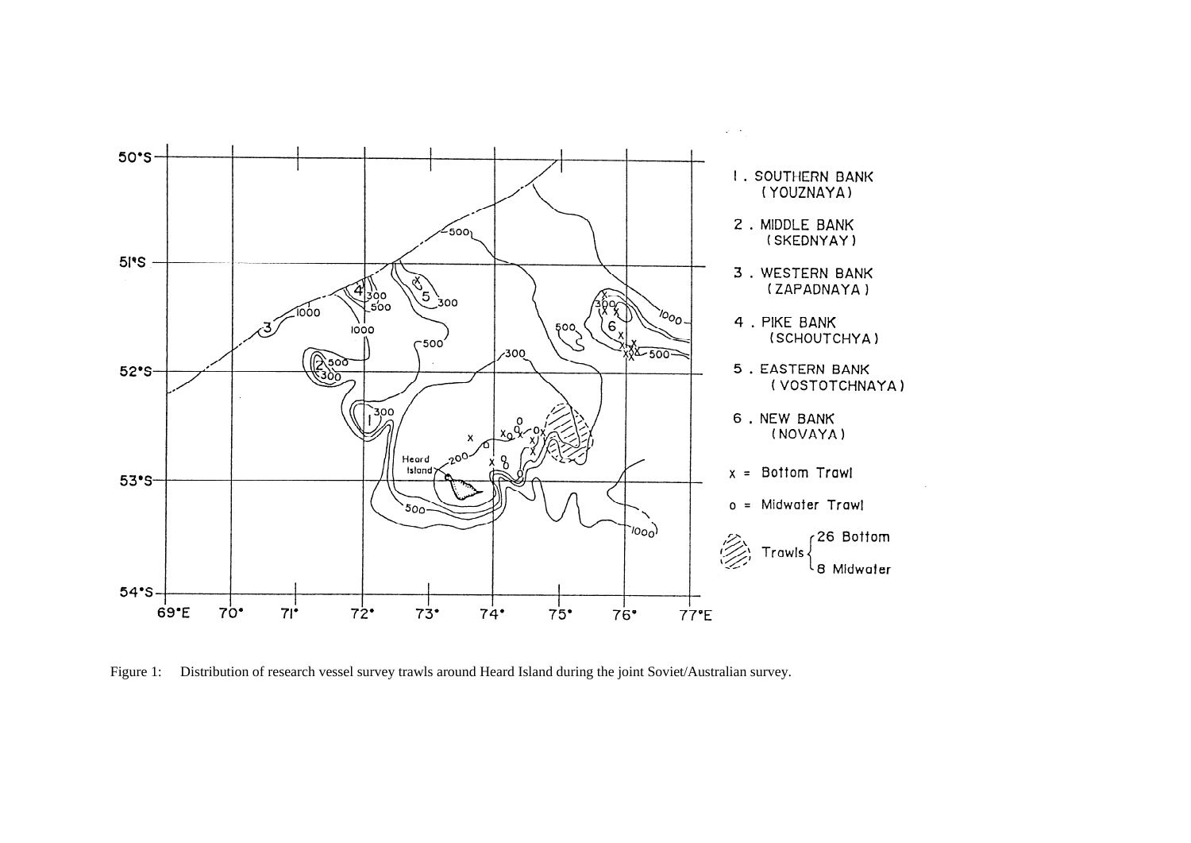Figure 1: Distribution of research vessel survey trawls around Heard Island during the joint Soviet/Australian survey.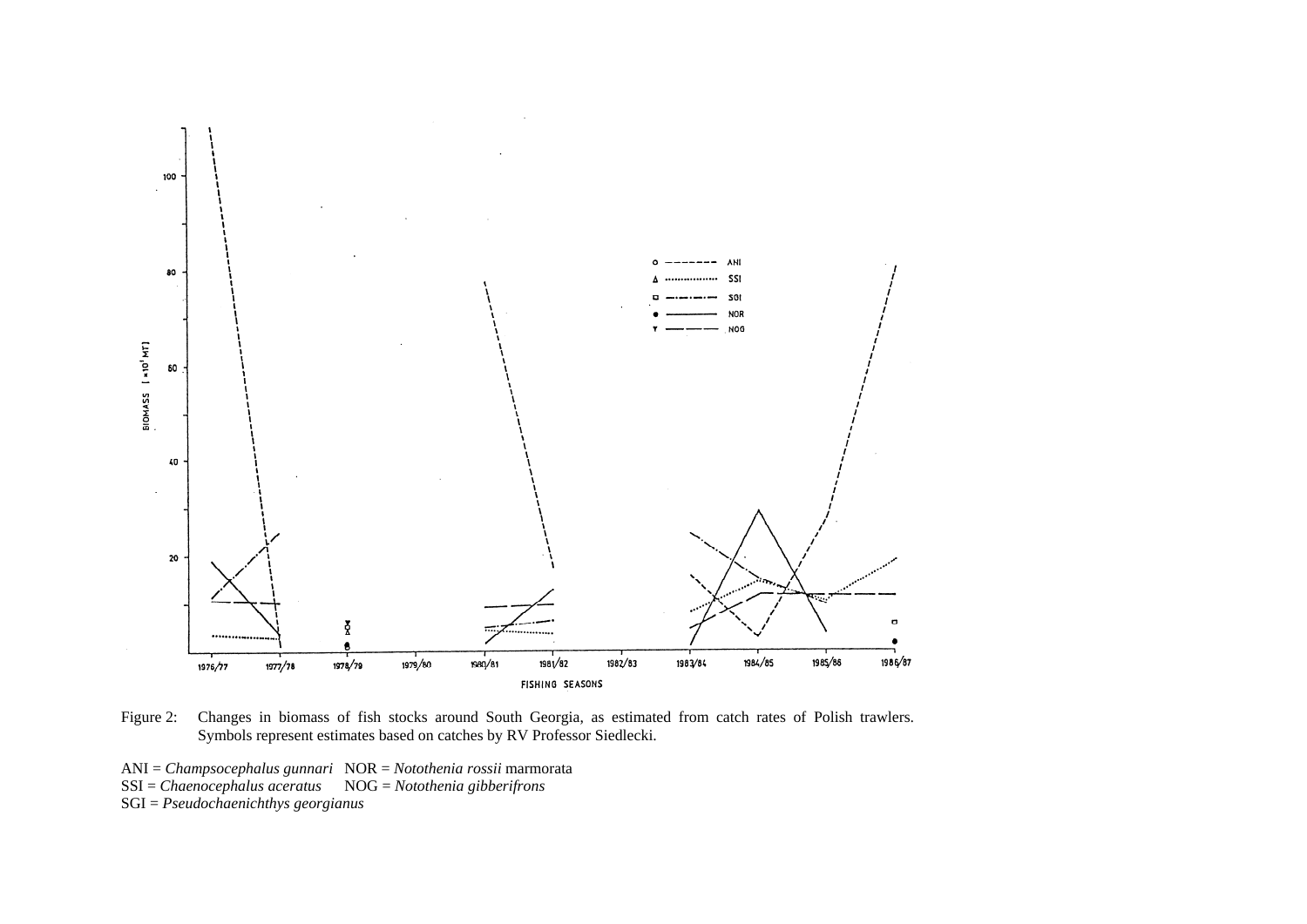Figure 2: Changes in biomass of fish stocks around South Georgia, as estimated from catch rates of Polish trawlers. Symbols represent estimates based on catches by RV Professor Siedlecki.

ANI = *Champsocephalus gunnari* NOR = *Notothenia rossii* marmorata
SSI = *Chaenocephalus aceratus* NOG = *Notothenia gibberifrons*
SGI = *Pseudochaenichthys georgianus*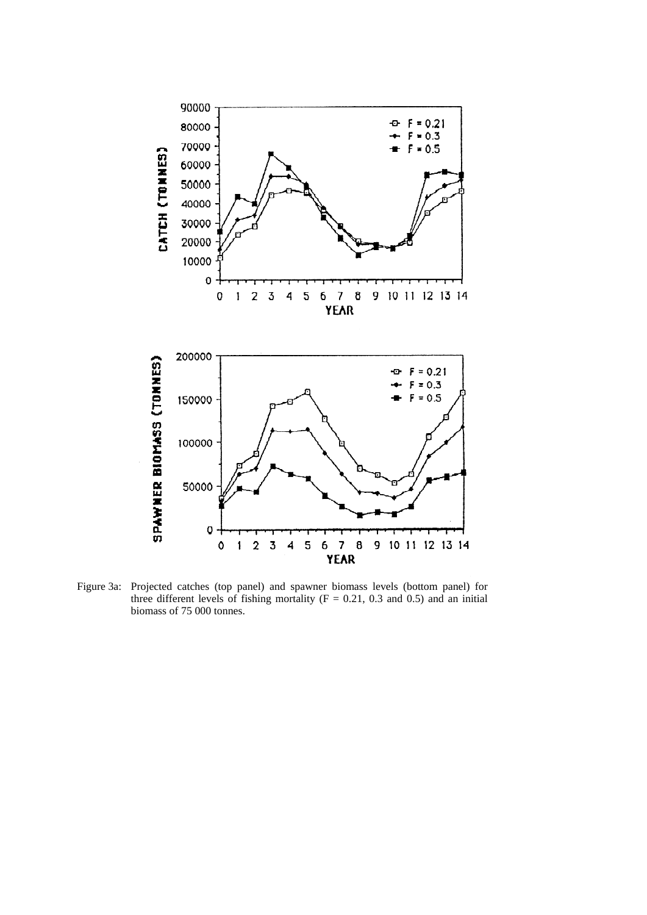Figure 3a: Projected catches (top panel) and spawner biomass levels (bottom panel) for three different levels of fishing mortality (F = 0.21, 0.3 and 0.5) and an initial biomass of 75 000 tonnes.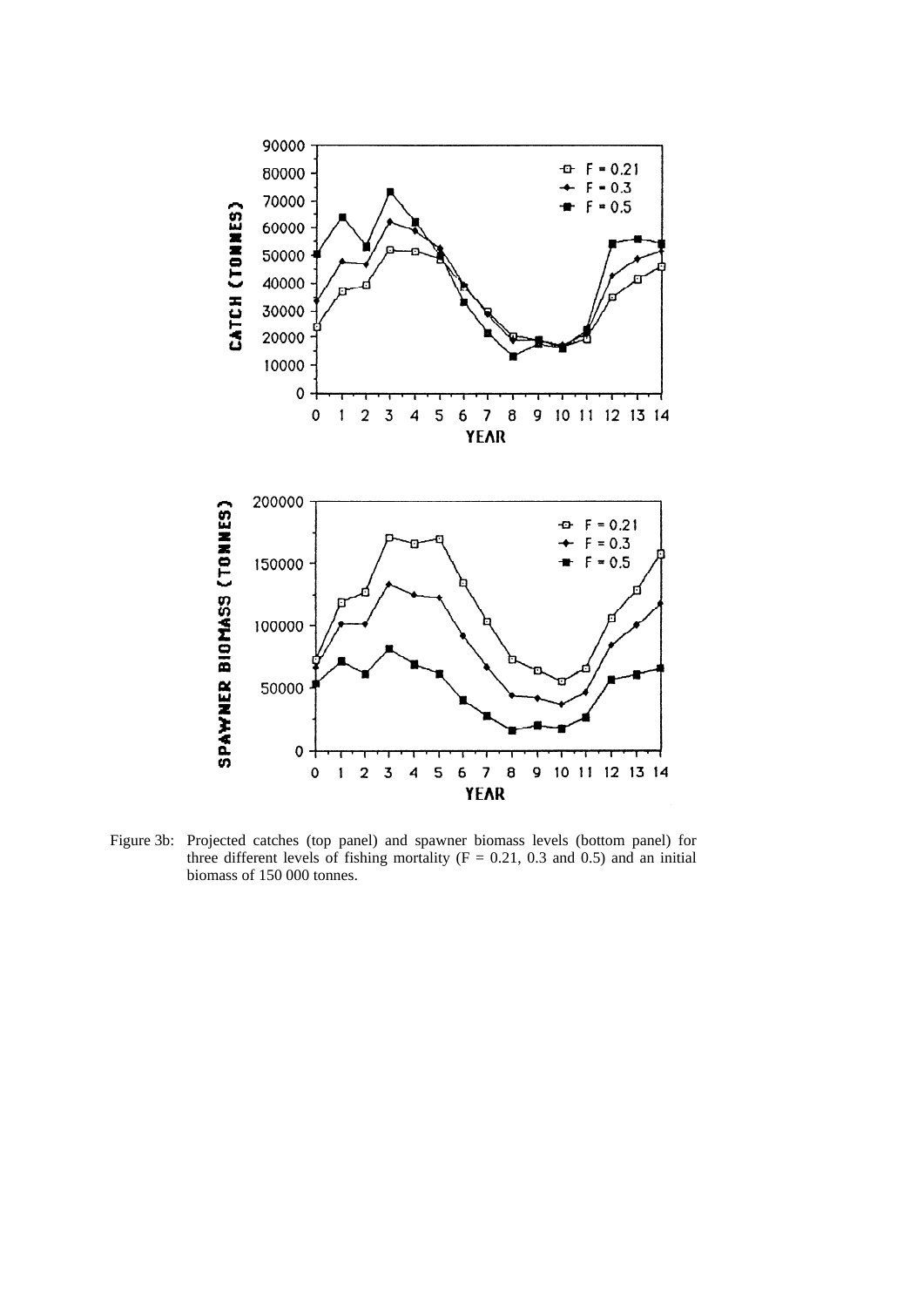Figure 3b: Projected catches (top panel) and spawner biomass levels (bottom panel) for three different levels of fishing mortality (F = 0.21, 0.3 and 0.5) and an initial biomass of 150 000 tonnes.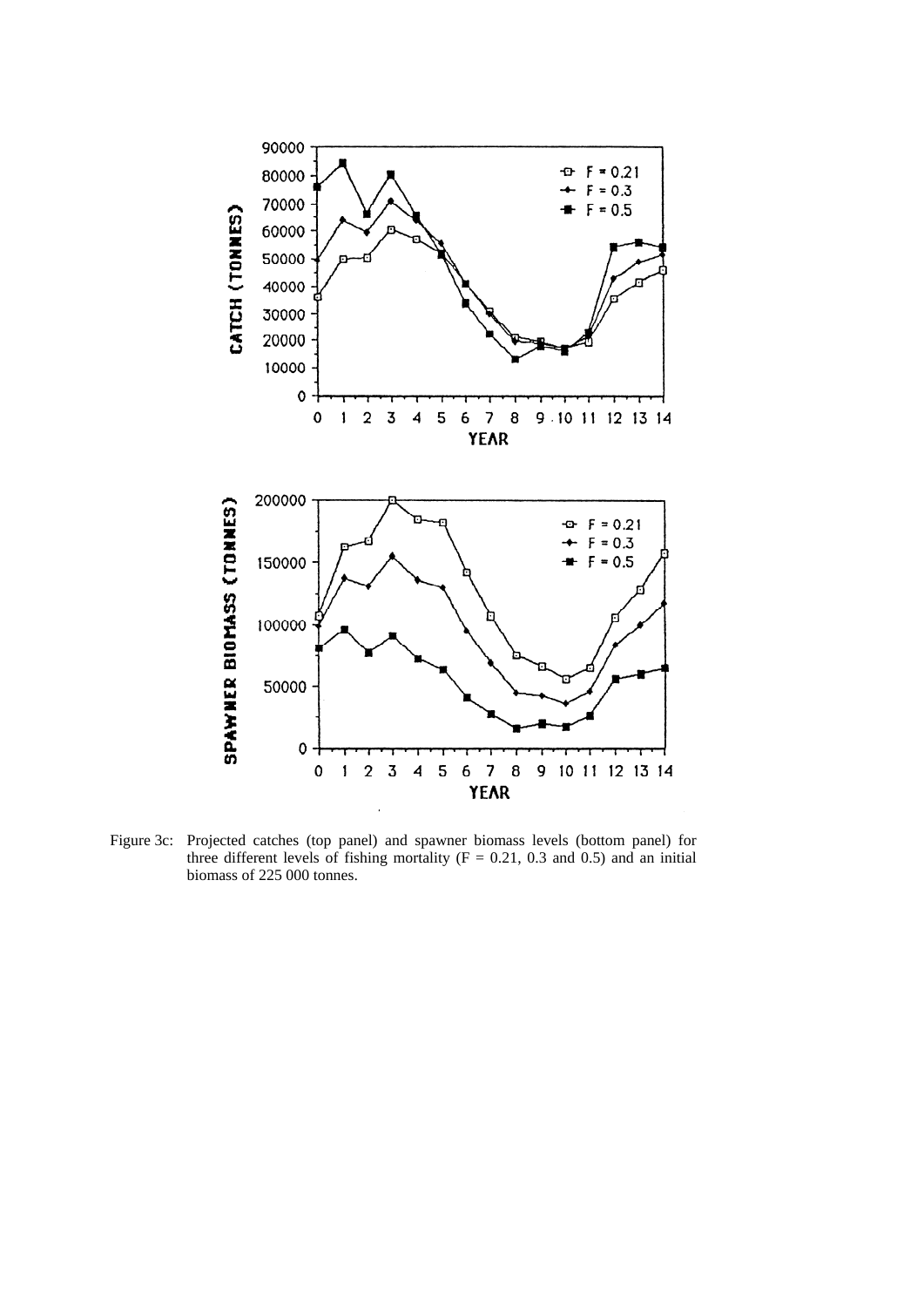Figure 3c: Projected catches (top panel) and spawner biomass levels (bottom panel) for three different levels of fishing mortality (F = 0.21, 0.3 and 0.5) and an initial biomass of 225 000 tonnes.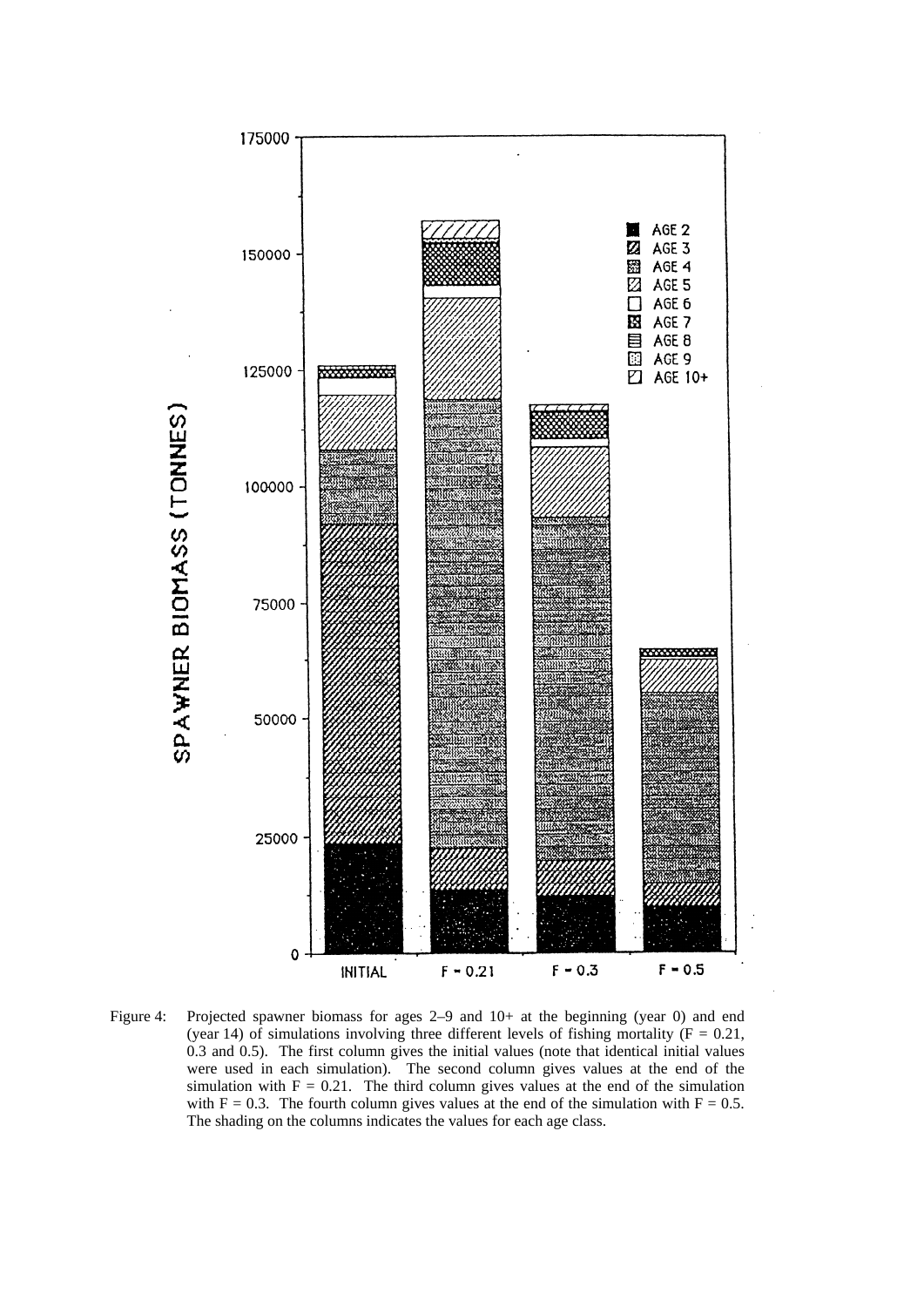Figure 4: Projected spawner biomass for ages 2–9 and 10+ at the beginning (year 0) and end (year 14) of simulations involving three different levels of fishing mortality ($F = 0.21$, 0.3 and 0.5). The first column gives the initial values (note that identical initial values were used in each simulation). The second column gives values at the end of the simulation with $F = 0.21$. The third column gives values at the end of the simulation with $F = 0.3$. The fourth column gives values at the end of the simulation with $F = 0.5$. The shading on the columns indicates the values for each age class.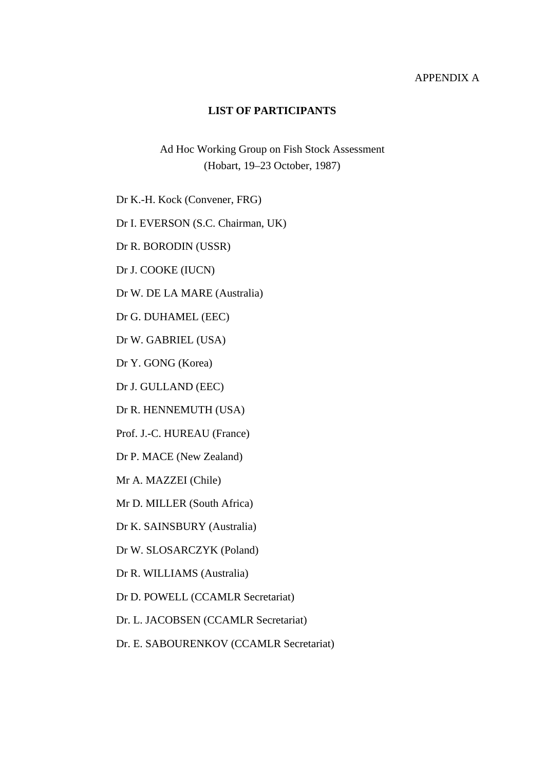APPENDIX A

## LIST OF PARTICIPANTS

Ad Hoc Working Group on Fish Stock Assessment
(Hobart, 19–23 October, 1987)

Dr K.-H. Kock (Convener, FRG)

Dr I. EVERSON (S.C. Chairman, UK)

Dr R. BORODIN (USSR)

Dr J. COOKE (IUCN)

Dr W. DE LA MARE (Australia)

Dr G. DUHAMEL (EEC)

Dr W. GABRIEL (USA)

Dr Y. GONG (Korea)

Dr J. GULLAND (EEC)

Dr R. HENNEMUTH (USA)

Prof. J.-C. HUREAU (France)

Dr P. MACE (New Zealand)

Mr A. MAZZEI (Chile)

Mr D. MILLER (South Africa)

Dr K. SAINSBURY (Australia)

Dr W. SLOSARCZYK (Poland)

Dr R. WILLIAMS (Australia)

Dr D. POWELL (CCAMLR Secretariat)

Dr. L. JACOBSEN (CCAMLR Secretariat)

Dr. E. SABOURENKOV (CCAMLR Secretariat)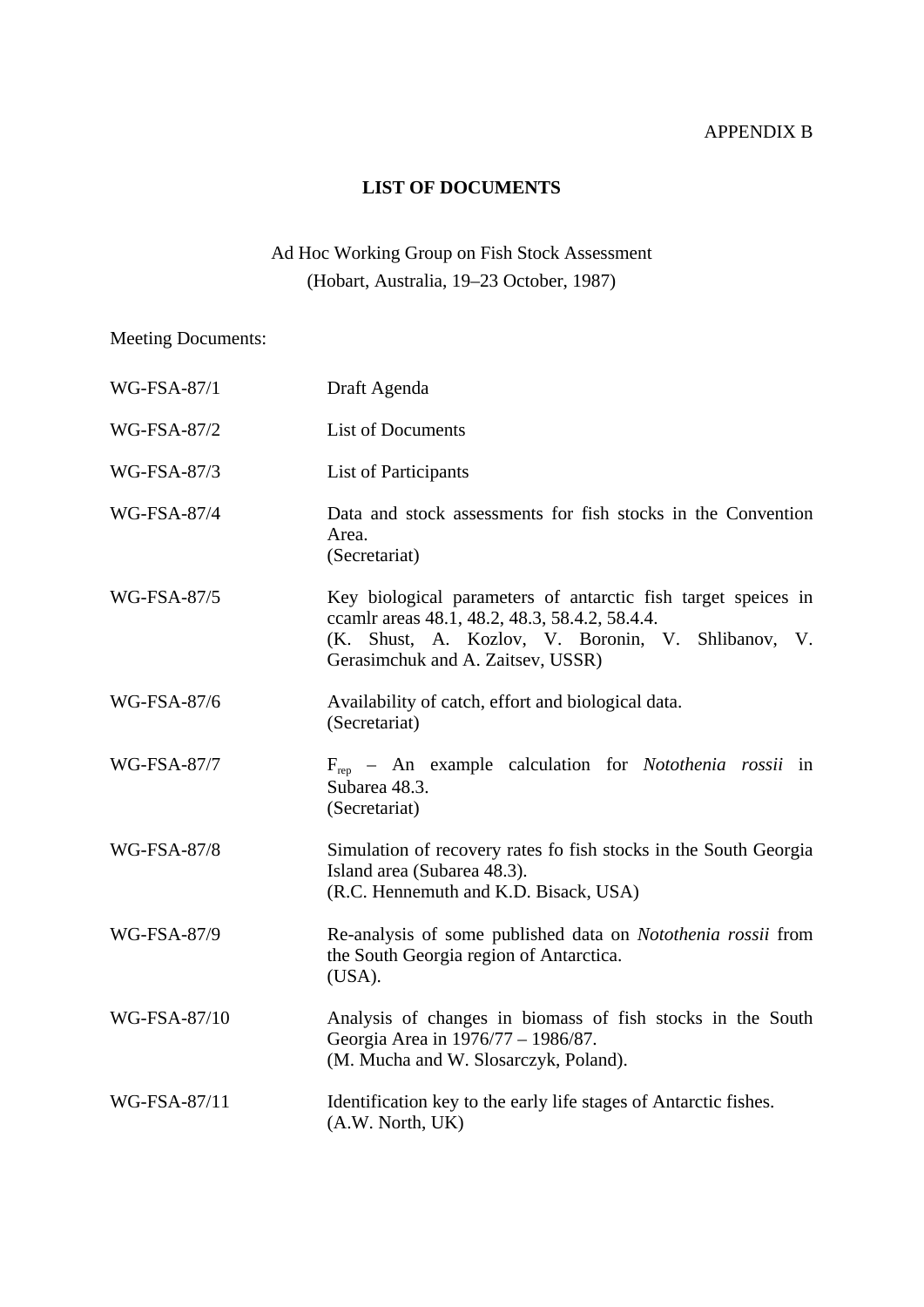APPENDIX B

## LIST OF DOCUMENTS

Ad Hoc Working Group on Fish Stock Assessment
(Hobart, Australia, 19–23 October, 1987)

Meeting Documents:

| | |
|---|---|
| WG-FSA-87/1 | Draft Agenda |
| WG-FSA-87/2 | List of Documents |
| WG-FSA-87/3 | List of Participants |
| WG-FSA-87/4 | Data and stock assessments for fish stocks in the Convention Area. (Secretariat) |
| WG-FSA-87/5 | Key biological parameters of antarctic fish target speices in ccamlr areas 48.1, 48.2, 48.3, 58.4.2, 58.4.4. (K. Shust, A. Kozlov, V. Boronin, V. Shlibanov, V. Gerasimchuk and A. Zaitsev, USSR) |
| WG-FSA-87/6 | Availability of catch, effort and biological data. (Secretariat) |
| WG-FSA-87/7 | $F_{rep}$ – An example calculation for *Notothenia rossii* in Subarea 48.3. (Secretariat) |
| WG-FSA-87/8 | Simulation of recovery rates fo fish stocks in the South Georgia Island area (Subarea 48.3). (R.C. Hennemuth and K.D. Bisack, USA) |
| WG-FSA-87/9 | Re-analysis of some published data on *Notothenia rossii* from the South Georgia region of Antarctica. (USA). |
| WG-FSA-87/10 | Analysis of changes in biomass of fish stocks in the South Georgia Area in 1976/77 – 1986/87. (M. Mucha and W. Slosarczyk, Poland). |
| WG-FSA-87/11 | Identification key to the early life stages of Antarctic fishes. (A.W. North, UK) |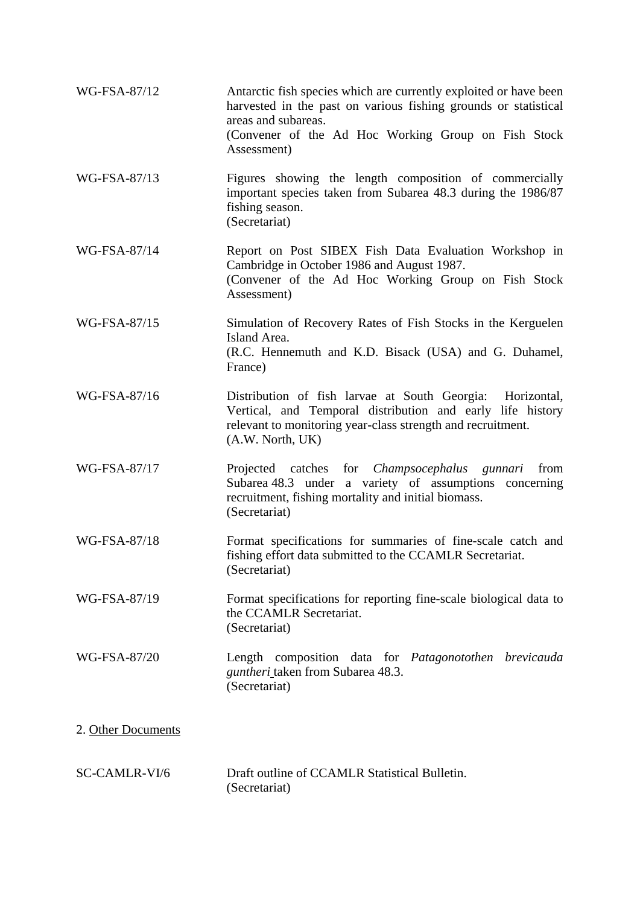| | |
|---|---|
| WG-FSA-87/12 | Antarctic fish species which are currently exploited or have been harvested in the past on various fishing grounds or statistical areas and subareas.<br>(Convener of the Ad Hoc Working Group on Fish Stock Assessment) |
| WG-FSA-87/13 | Figures showing the length composition of commercially important species taken from Subarea 48.3 during the 1986/87 fishing season.<br>(Secretariat) |
| WG-FSA-87/14 | Report on Post SIBEX Fish Data Evaluation Workshop in Cambridge in October 1986 and August 1987.<br>(Convener of the Ad Hoc Working Group on Fish Stock Assessment) |
| WG-FSA-87/15 | Simulation of Recovery Rates of Fish Stocks in the Kerguelen Island Area.<br>(R.C. Hennemuth and K.D. Bisack (USA) and G. Duhamel, France) |
| WG-FSA-87/16 | Distribution of fish larvae at South Georgia: Horizontal, Vertical, and Temporal distribution and early life history relevant to monitoring year-class strength and recruitment.<br>(A.W. North, UK) |
| WG-FSA-87/17 | Projected catches for *Champsocephalus gunnari* from Subarea 48.3 under a variety of assumptions concerning recruitment, fishing mortality and initial biomass.<br>(Secretariat) |
| WG-FSA-87/18 | Format specifications for summaries of fine-scale catch and fishing effort data submitted to the CCAMLR Secretariat.<br>(Secretariat) |
| WG-FSA-87/19 | Format specifications for reporting fine-scale biological data to the CCAMLR Secretariat.<br>(Secretariat) |
| WG-FSA-87/20 | Length composition data for *Patagonotothen brevicauda guntheri* taken from Subarea 48.3.<br>(Secretariat) |

2. Other Documents

| | |
|---|---|
| SC-CAMLR-VI/6 | Draft outline of CCAMLR Statistical Bulletin.<br>(Secretariat) |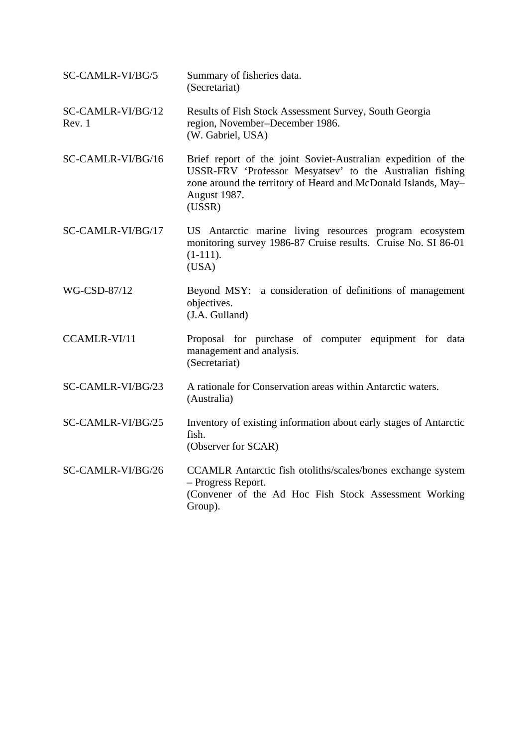| | |
|---|---|
| SC-CAMLR-VI/BG/5 | Summary of fisheries data.<br>(Secretariat) |
| SC-CAMLR-VI/BG/12 Rev. 1 | Results of Fish Stock Assessment Survey, South Georgia region, November–December 1986.<br>(W. Gabriel, USA) |
| SC-CAMLR-VI/BG/16 | Brief report of the joint Soviet-Australian expedition of the USSR-FRV 'Professor Mesyatsev' to the Australian fishing zone around the territory of Heard and McDonald Islands, May–August 1987.<br>(USSR) |
| SC-CAMLR-VI/BG/17 | US Antarctic marine living resources program ecosystem monitoring survey 1986-87 Cruise results. Cruise No. SI 86-01 (1-111).<br>(USA) |
| WG-CSD-87/12 | Beyond MSY: a consideration of definitions of management objectives.<br>(J.A. Gulland) |
| CCAMLR-VI/11 | Proposal for purchase of computer equipment for data management and analysis.<br>(Secretariat) |
| SC-CAMLR-VI/BG/23 | A rationale for Conservation areas within Antarctic waters.<br>(Australia) |
| SC-CAMLR-VI/BG/25 | Inventory of existing information about early stages of Antarctic fish.<br>(Observer for SCAR) |
| SC-CAMLR-VI/BG/26 | CCAMLR Antarctic fish otoliths/scales/bones exchange system – Progress Report.<br>(Convener of the Ad Hoc Fish Stock Assessment Working Group). |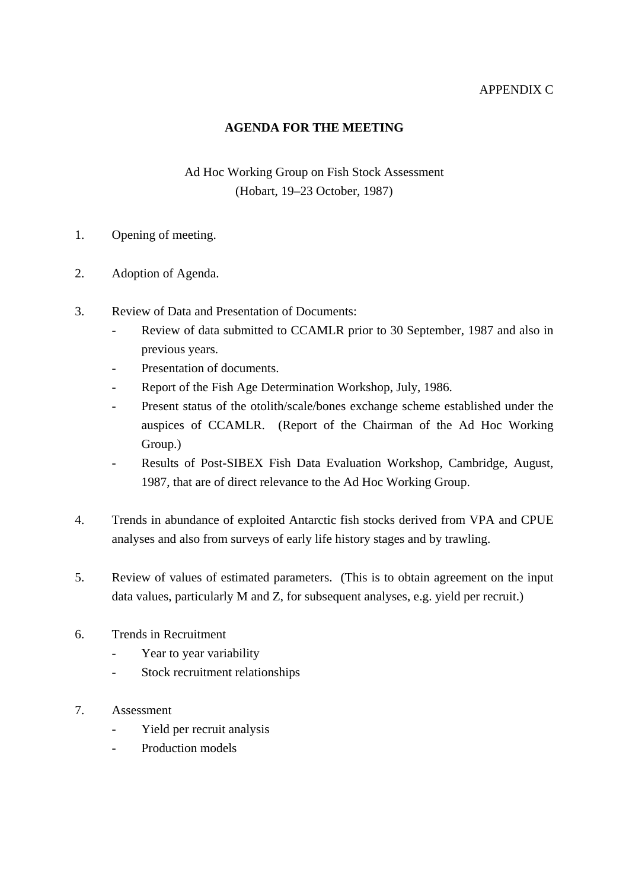APPENDIX C

# AGENDA FOR THE MEETING

Ad Hoc Working Group on Fish Stock Assessment
(Hobart, 19–23 October, 1987)

1. Opening of meeting.

2. Adoption of Agenda.

3. Review of Data and Presentation of Documents:
   - Review of data submitted to CCAMLR prior to 30 September, 1987 and also in previous years.
   - Presentation of documents.
   - Report of the Fish Age Determination Workshop, July, 1986.
   - Present status of the otolith/scale/bones exchange scheme established under the auspices of CCAMLR. (Report of the Chairman of the Ad Hoc Working Group.)
   - Results of Post-SIBEX Fish Data Evaluation Workshop, Cambridge, August, 1987, that are of direct relevance to the Ad Hoc Working Group.

4. Trends in abundance of exploited Antarctic fish stocks derived from VPA and CPUE analyses and also from surveys of early life history stages and by trawling.

5. Review of values of estimated parameters. (This is to obtain agreement on the input data values, particularly M and Z, for subsequent analyses, e.g. yield per recruit.)

6. Trends in Recruitment
   - Year to year variability
   - Stock recruitment relationships

7. Assessment
   - Yield per recruit analysis
   - Production models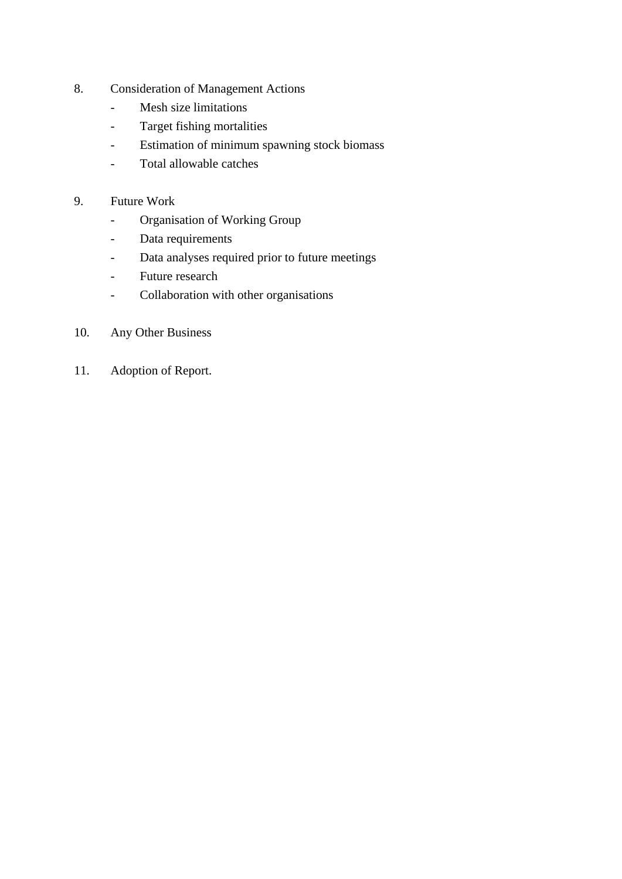8. Consideration of Management Actions
   - Mesh size limitations
   - Target fishing mortalities
   - Estimation of minimum spawning stock biomass
   - Total allowable catches

9. Future Work
   - Organisation of Working Group
   - Data requirements
   - Data analyses required prior to future meetings
   - Future research
   - Collaboration with other organisations

10. Any Other Business

11. Adoption of Report.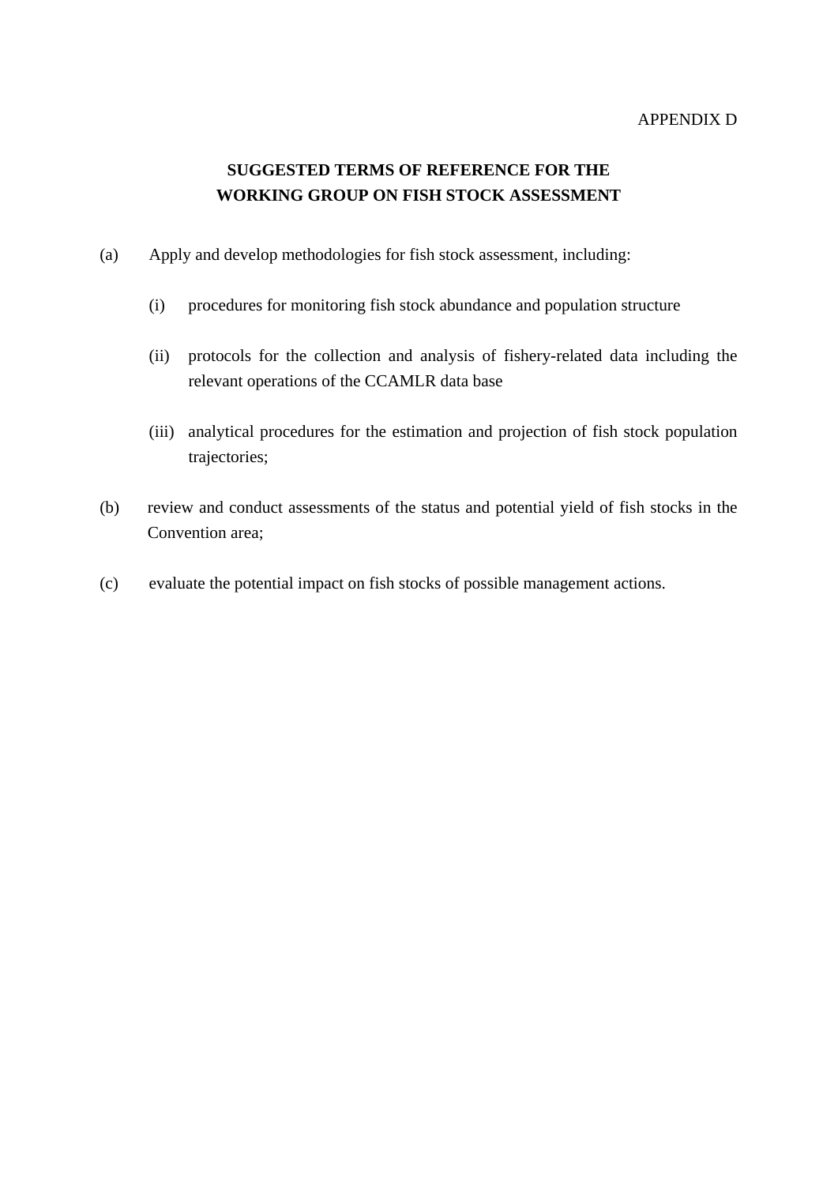APPENDIX D

## SUGGESTED TERMS OF REFERENCE FOR THE WORKING GROUP ON FISH STOCK ASSESSMENT

(a) Apply and develop methodologies for fish stock assessment, including:

  (i) procedures for monitoring fish stock abundance and population structure

  (ii) protocols for the collection and analysis of fishery-related data including the relevant operations of the CCAMLR data base

  (iii) analytical procedures for the estimation and projection of fish stock population trajectories;

(b) review and conduct assessments of the status and potential yield of fish stocks in the Convention area;

(c) evaluate the potential impact on fish stocks of possible management actions.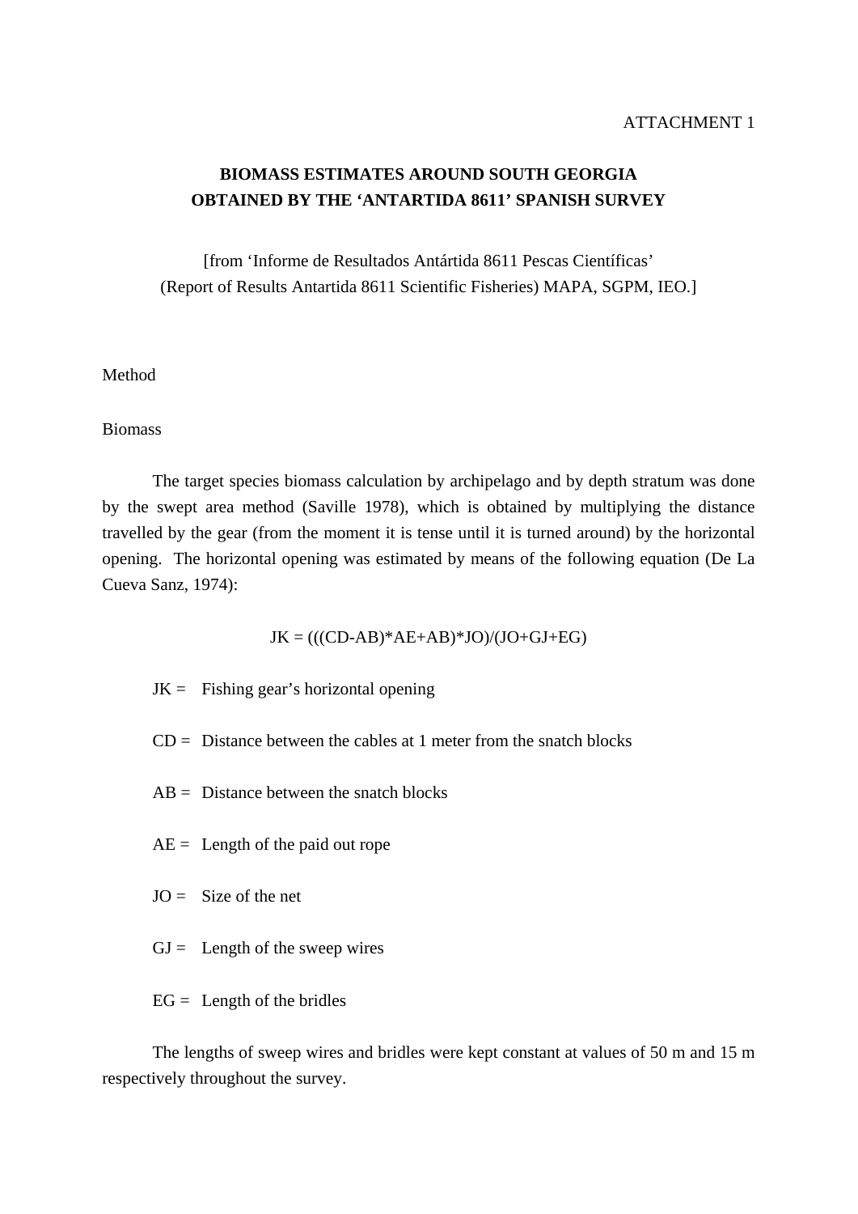ATTACHMENT 1

## BIOMASS ESTIMATES AROUND SOUTH GEORGIA OBTAINED BY THE 'ANTARTIDA 8611' SPANISH SURVEY

[from 'Informe de Resultados Antártida 8611 Pescas Científicas' (Report of Results Antartida 8611 Scientific Fisheries) MAPA, SGPM, IEO.]

### Method

#### Biomass

The target species biomass calculation by archipelago and by depth stratum was done by the swept area method (Saville 1978), which is obtained by multiplying the distance travelled by the gear (from the moment it is tense until it is turned around) by the horizontal opening. The horizontal opening was estimated by means of the following equation (De La Cueva Sanz, 1974):

$$JK = (((CD-AB)*AE+AB)*JO)/(JO+GJ+EG)$$

JK = Fishing gear's horizontal opening

CD = Distance between the cables at 1 meter from the snatch blocks

AB = Distance between the snatch blocks

AE = Length of the paid out rope

JO = Size of the net

GJ = Length of the sweep wires

EG = Length of the bridles

The lengths of sweep wires and bridles were kept constant at values of 50 m and 15 m respectively throughout the survey.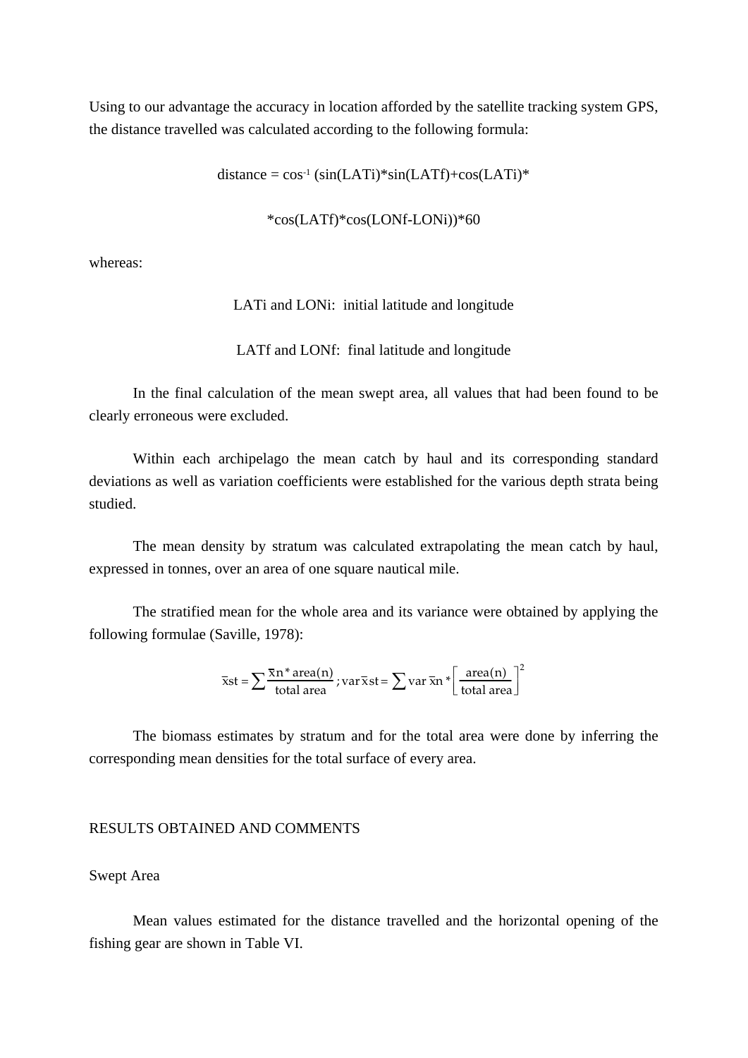Using to our advantage the accuracy in location afforded by the satellite tracking system GPS, the distance travelled was calculated according to the following formula:

$$\text{distance} = \cos^{-1}\left(\sin(LATi)*\sin(LATf)+\cos(LATi)* *\cos(LATf)*\cos(LONf-LONi)\right)*60$$

whereas:

LATi and LONi: initial latitude and longitude

LATf and LONf: final latitude and longitude

In the final calculation of the mean swept area, all values that had been found to be clearly erroneous were excluded.

Within each archipelago the mean catch by haul and its corresponding standard deviations as well as variation coefficients were established for the various depth strata being studied.

The mean density by stratum was calculated extrapolating the mean catch by haul, expressed in tonnes, over an area of one square nautical mile.

The stratified mean for the whole area and its variance were obtained by applying the following formulae (Saville, 1978):

$$\bar{x}st = \sum \frac{\bar{x}n * \text{area}(n)}{\text{total area}} \; ; \text{var}\,\bar{x}st = \sum \text{var}\,\bar{x}n * \left[\frac{\text{area}(n)}{\text{total area}}\right]^2$$

The biomass estimates by stratum and for the total area were done by inferring the corresponding mean densities for the total surface of every area.

## RESULTS OBTAINED AND COMMENTS

### Swept Area

Mean values estimated for the distance travelled and the horizontal opening of the fishing gear are shown in Table VI.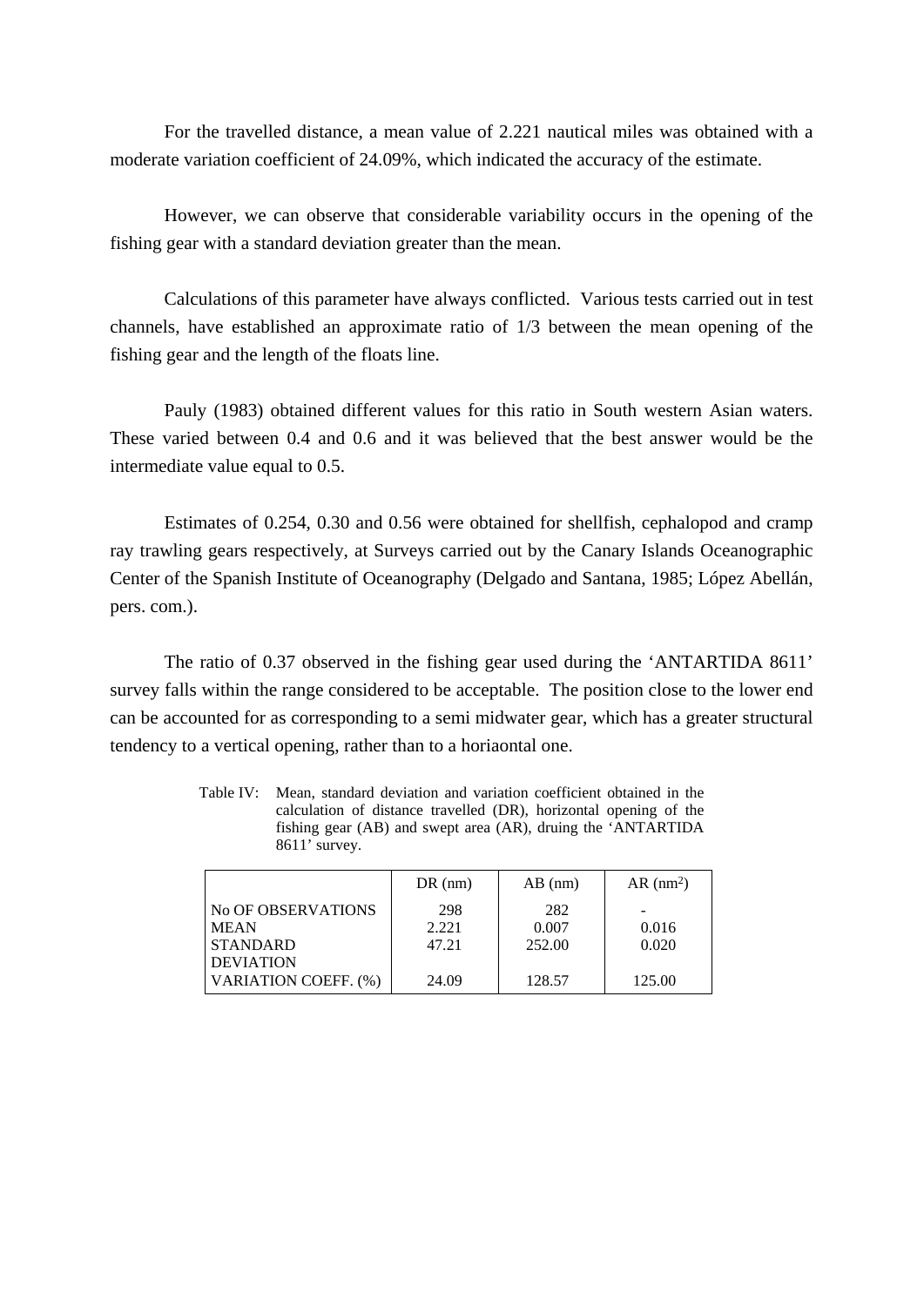For the travelled distance, a mean value of 2.221 nautical miles was obtained with a moderate variation coefficient of 24.09%, which indicated the accuracy of the estimate.

However, we can observe that considerable variability occurs in the opening of the fishing gear with a standard deviation greater than the mean.

Calculations of this parameter have always conflicted. Various tests carried out in test channels, have established an approximate ratio of 1/3 between the mean opening of the fishing gear and the length of the floats line.

Pauly (1983) obtained different values for this ratio in South western Asian waters. These varied between 0.4 and 0.6 and it was believed that the best answer would be the intermediate value equal to 0.5.

Estimates of 0.254, 0.30 and 0.56 were obtained for shellfish, cephalopod and cramp ray trawling gears respectively, at Surveys carried out by the Canary Islands Oceanographic Center of the Spanish Institute of Oceanography (Delgado and Santana, 1985; López Abellán, pers. com.).

The ratio of 0.37 observed in the fishing gear used during the 'ANTARTIDA 8611' survey falls within the range considered to be acceptable. The position close to the lower end can be accounted for as corresponding to a semi midwater gear, which has a greater structural tendency to a vertical opening, rather than to a horiaontal one.

Table IV: Mean, standard deviation and variation coefficient obtained in the calculation of distance travelled (DR), horizontal opening of the fishing gear (AB) and swept area (AR), druing the 'ANTARTIDA 8611' survey.

| | DR (nm) | AB (nm) | AR (nm$^2$) |
|---|---|---|---|
| No OF OBSERVATIONS | 298 | 282 | - |
| MEAN | 2.221 | 0.007 | 0.016 |
| STANDARD DEVIATION | 47.21 | 252.00 | 0.020 |
| VARIATION COEFF. (%) | 24.09 | 128.57 | 125.00 |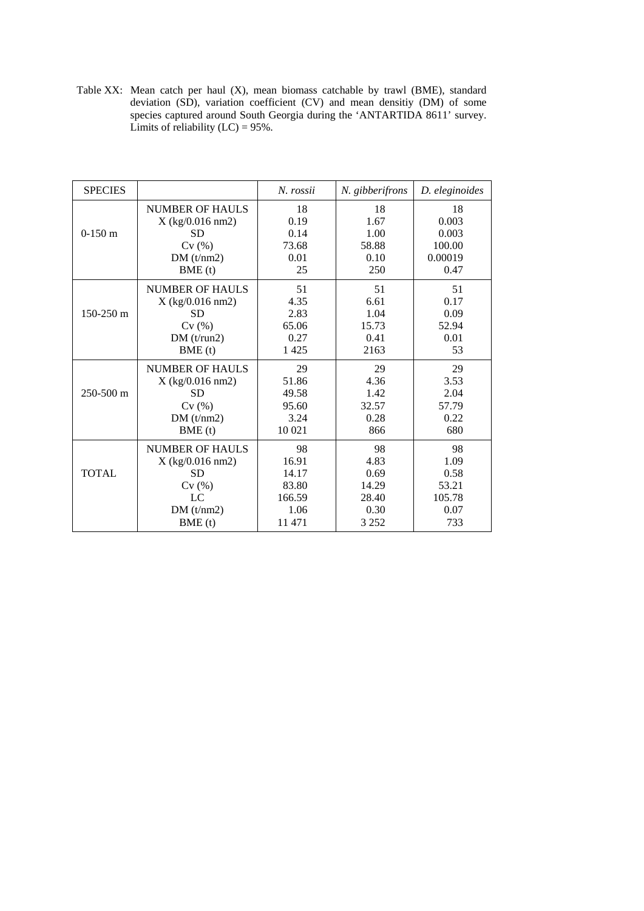Table XX: Mean catch per haul (X), mean biomass catchable by trawl (BME), standard deviation (SD), variation coefficient (CV) and mean densitiy (DM) of some species captured around South Georgia during the 'ANTARTIDA 8611' survey. Limits of reliability (LC) = 95%.

| SPECIES | | *N. rossii* | *N. gibberifrons* | *D. eleginoides* |
|---|---|---|---|---|
| 0-150 m | NUMBER OF HAULS | 18 | 18 | 18 |
| | X (kg/0.016 nm2) | 0.19 | 1.67 | 0.003 |
| | SD | 0.14 | 1.00 | 0.003 |
| | Cv (%) | 73.68 | 58.88 | 100.00 |
| | DM (t/nm2) | 0.01 | 0.10 | 0.00019 |
| | BME (t) | 25 | 250 | 0.47 |
| 150-250 m | NUMBER OF HAULS | 51 | 51 | 51 |
| | X (kg/0.016 nm2) | 4.35 | 6.61 | 0.17 |
| | SD | 2.83 | 1.04 | 0.09 |
| | Cv (%) | 65.06 | 15.73 | 52.94 |
| | DM (t/run2) | 0.27 | 0.41 | 0.01 |
| | BME (t) | 1 425 | 2163 | 53 |
| 250-500 m | NUMBER OF HAULS | 29 | 29 | 29 |
| | X (kg/0.016 nm2) | 51.86 | 4.36 | 3.53 |
| | SD | 49.58 | 1.42 | 2.04 |
| | Cv (%) | 95.60 | 32.57 | 57.79 |
| | DM (t/nm2) | 3.24 | 0.28 | 0.22 |
| | BME (t) | 10 021 | 866 | 680 |
| TOTAL | NUMBER OF HAULS | 98 | 98 | 98 |
| | X (kg/0.016 nm2) | 16.91 | 4.83 | 1.09 |
| | SD | 14.17 | 0.69 | 0.58 |
| | Cv (%) | 83.80 | 14.29 | 53.21 |
| | LC | 166.59 | 28.40 | 105.78 |
| | DM (t/nm2) | 1.06 | 0.30 | 0.07 |
| | BME (t) | 11 471 | 3 252 | 733 |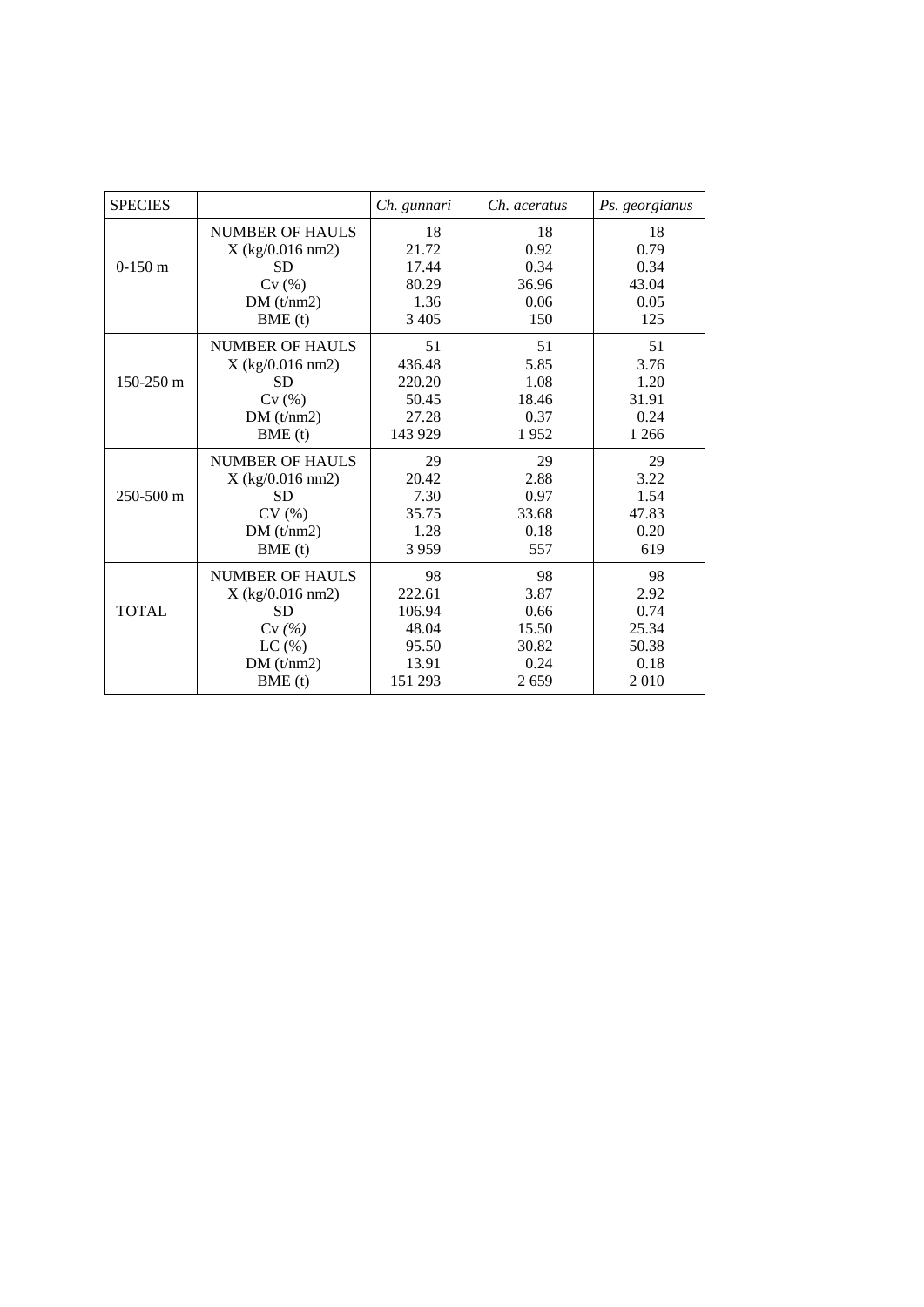| SPECIES | | *Ch. gunnari* | *Ch. aceratus* | *Ps. georgianus* |
|---|---|---|---|---|
| 0-150 m | NUMBER OF HAULS | 18 | 18 | 18 |
| | X (kg/0.016 nm2) | 21.72 | 0.92 | 0.79 |
| | SD | 17.44 | 0.34 | 0.34 |
| | Cv (%) | 80.29 | 36.96 | 43.04 |
| | DM (t/nm2) | 1.36 | 0.06 | 0.05 |
| | BME (t) | 3 405 | 150 | 125 |
| 150-250 m | NUMBER OF HAULS | 51 | 51 | 51 |
| | X (kg/0.016 nm2) | 436.48 | 5.85 | 3.76 |
| | SD | 220.20 | 1.08 | 1.20 |
| | Cv (%) | 50.45 | 18.46 | 31.91 |
| | DM (t/nm2) | 27.28 | 0.37 | 0.24 |
| | BME (t) | 143 929 | 1 952 | 1 266 |
| 250-500 m | NUMBER OF HAULS | 29 | 29 | 29 |
| | X (kg/0.016 nm2) | 20.42 | 2.88 | 3.22 |
| | SD | 7.30 | 0.97 | 1.54 |
| | CV (%) | 35.75 | 33.68 | 47.83 |
| | DM (t/nm2) | 1.28 | 0.18 | 0.20 |
| | BME (t) | 3 959 | 557 | 619 |
| TOTAL | NUMBER OF HAULS | 98 | 98 | 98 |
| | X (kg/0.016 nm2) | 222.61 | 3.87 | 2.92 |
| | SD | 106.94 | 0.66 | 0.74 |
| | Cv *(%)* | 48.04 | 15.50 | 25.34 |
| | LC (%) | 95.50 | 30.82 | 50.38 |
| | DM (t/nm2) | 13.91 | 0.24 | 0.18 |
| | BME (t) | 151 293 | 2 659 | 2 010 |